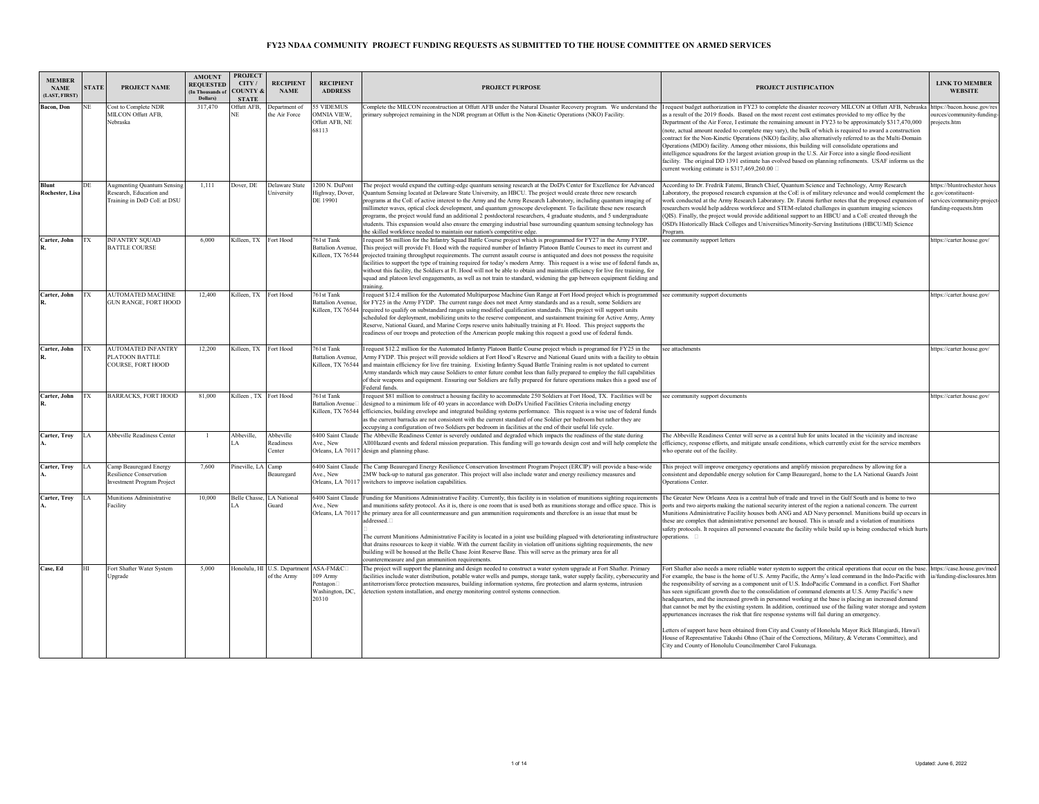# FY23 NDAA COMMUNITY PROJECT FUNDING REQUESTS AS SUBMITTED TO THE HOUSE COMMITTEE ON ARMED SERVICES

| MEMBER NAME (LAST, FIRST) | STATE | PROJECT NAME | AMOUNT REQUESTED (In Thousands of Dollars) | PROJECT CITY / COUNTY & STATE | RECIPIENT NAME | RECIPIENT ADDRESS | PROJECT PURPOSE | PROJECT JUSTIFICATION | LINK TO MEMBER WEBSITE |
|---|---|---|---|---|---|---|---|---|---|
| Bacon, Don | NE | Cost to Complete NDR MILCON Offutt AFB, Nebraska | 317,470 | Offutt AFB, NE | Department of the Air Force | 55 VIDEMUS OMNIA VIEW, Offutt AFB, NE 68113 | Complete the MILCON reconstruction at Offutt AFB under the Natural Disaster Recovery program. We understand the primary subproject remaining in the NDR program at Offutt is the Non-Kinetic Operations (NKO) Facility. | I request budget authorization in FY23 to complete the disaster recovery MILCON at Offutt AFB, Nebraska as a result of the 2019 floods. Based on the most recent cost estimates provided to my office by the Department of the Air Force, I estimate the remaining amount in FY23 to be approximately $317,470,000 (note, actual amount needed to complete may vary), the bulk of which is required to award a construction contract for the Non-Kinetic Operations (NKO) facility, also alternatively referred to as the Multi-Domain Operations (MDO) facility. Among other missions, this building will consolidate operations and intelligence squadrons for the largest aviation group in the U.S. Air Force into a single flood-resilient facility. The original DD 1391 estimate has evolved based on planning refinements. USAF informs us the current working estimate is $317,469,260.00 | https://bacon.house.gov/resources/community-funding-projects.htm |
| Blunt Rochester, Lisa | DE | Augmenting Quantum Sensing Research, Education and Training in DoD CoE at DSU | 1,111 | Dover, DE | Delaware State University | 1200 N. DuPont Highway, Dover, DE 19901 | The project would expand the cutting-edge quantum sensing research at the DoD's Center for Excellence for Advanced Quantum Sensing located at Delaware State University, an HBCU. The project would create three new research programs at the CoE of active interest to the Army and the Army Research Laboratory, including quantum imaging of millimeter waves, optical clock development, and quantum gyroscope development. To facilitate these new research programs, the project would fund an additional 2 postdoctoral researchers, 4 graduate students, and 5 undergraduate students. This expansion would also ensure the emerging industrial base surrounding quantum sensing technology has the skilled workforce needed to maintain our nation's competitive edge. | According to Dr. Fredrik Fatemi, Branch Chief, Quantum Science and Technology, Army Research Laboratory, the proposed research expansion at the CoE is of military relevance and would complement the work conducted at the Army Research Laboratory. Dr. Fatemi further notes that the proposed expansion of researchers would help address workforce and STEM-related challenges in quantum imaging sciences (QIS). Finally, the project would provide additional support to an HBCU and a CoE created through the OSD's Historically Black Colleges and Universities/Minority-Serving Institutions (HBCU/MI) Science Program. | https://bluntrochester.house.gov/constituent-services/community-project-funding-requests.htm |
| Carter, John R. | TX | INFANTRY SQUAD BATTLE COURSE | 6,000 | Killeen, TX | Fort Hood | 761st Tank Battalion Avenue, Killeen, TX 76544 | I request $6 million for the Infantry Squad Battle Course project which is programmed for FY27 in the Army FDYP. This project will provide Ft. Hood with the required number of Infantry Platoon Battle Courses to meet its current and projected training throughput requirements. The current assault course is antiquated and does not possess the requisite facilities to support the type of training required for today's modern Army. This request is a wise use of federal funds as, without this facility, the Soldiers at Ft. Hood will not be able to obtain and maintain efficiency for live fire training, for squad and platoon level engagements, as well as not train to standard, widening the gap between equipment fielding and training. | see community support letters | https://carter.house.gov/ |
| Carter, John R. | TX | AUTOMATED MACHINE GUN RANGE, FORT HOOD | 12,400 | Killeen, TX | Fort Hood | 761st Tank Battalion Avenue, Killeen, TX 76544 | I request $12.4 million for the Automated Multipurpose Machine Gun Range at Fort Hood project which is programmed for FY25 in the Army FYDP. The current range does not meet Army standards and as a result, some Soldiers are required to qualify on substandard ranges using modified qualification standards. This project will support units scheduled for deployment, mobilizing units to the reserve component, and sustainment training for Active Army, Army Reserve, National Guard, and Marine Corps reserve units habitually training at Ft. Hood. This project supports the readiness of our troops and protection of the American people making this request a good use of federal funds. | see community support documents | https://carter.house.gov/ |
| Carter, John R. | TX | AUTOMATED INFANTRY PLATOON BATTLE COURSE, FORT HOOD | 12,200 | Killeen, TX | Fort Hood | 761st Tank Battalion Avenue, Killeen, TX 76544 | I request $12.2 million for the Automated Infantry Platoon Battle Course project which is programed for FY25 in the Army FYDP. This project will provide soldiers at Fort Hood's Reserve and National Guard units with a facility to obtain and maintain efficiency for live fire training. Existing Infantry Squad Battle Training realm is not updated to current Army standards which may cause Soldiers to enter future combat less than fully prepared to employ the full capabilities of their weapons and equipment. Ensuring our Soldiers are fully prepared for future operations makes this a good use of Federal funds. | see attachments | https://carter.house.gov/ |
| Carter, John R. | TX | BARRACKS, FORT HOOD | 81,000 | Killeen , TX | Fort Hood | 761st Tank Battalion Avenue Killeen, TX 76544 | I request $81 million to construct a housing facility to accommodate 250 Soldiers at Fort Hood, TX. Facilities will be designed to a minimum life of 40 years in accordance with DoD's Unified Facilities Criteria including energy efficiencies, building envelope and integrated building systems performance. This request is a wise use of federal funds as the current barracks are not consistent with the current standard of one Soldier per bedroom but rather they are occupying a configuration of two Soldiers per bedroom in facilities at the end of their useful life cycle. | see community support documents | https://carter.house.gov/ |
| Carter, Troy A. | LA | Abbeville Readiness Center | 1 | Abbeville, LA | Abbeville Readiness Center | 6400 Saint Claude Ave., New Orleans, LA 70117 | The Abbeville Readiness Center is severely outdated and degraded which impacts the readiness of the state during All0Hazard events and federal mission preparation. This funding will go towards design cost and will help complete the design and planning phase. | The Abbeville Readiness Center will serve as a central hub for units located in the vicinity and increase efficiency, response efforts, and mitigate unsafe conditions, which currently exist for the service members who operate out of the facility. | |
| Carter, Troy A. | LA | Camp Beauregard Energy Resilience Conservation Investment Program Project | 7,600 | Pineville, LA | Camp Beauregard | 6400 Saint Claude Ave., New Orleans, LA 70117 | The Camp Beauregard Energy Resilience Conservation Investment Program Project (ERCIP) will provide a base-wide 2MW back-up to natural gas generator. This project will also include water and energy resiliency measures and switchers to improve isolation capabilities. | This project will improve emergency operations and amplify mission preparedness by allowing for a consistent and dependable energy solution for Camp Beauregard, home to the LA National Guard's Joint Operations Center. | |
| Carter, Troy A. | LA | Munitions Administrative Facility | 10,000 | Belle Chasse, LA | LA National Guard | 6400 Saint Claude Ave., New Orleans, LA 70117 | Funding for Munitions Administrative Facility. Currently, this facility is in violation of munitions sighting requirements and munitions safety protocol. As it is, there is one room that is used both as munitions storage and office space. This is the primary area for all countermeasure and gun ammunition requirements and therefore is an issue that must be addressed.<br><br>The current Munitions Administrative Facility is located in a joint use building plagued with deteriorating infrastructure that drains resources to keep it viable. With the current facility in violation off unitions sighting requirements, the new building will be housed at the Belle Chase Joint Reserve Base. This will serve as the primary area for all countermeasure and gun ammunition requirements. | The Greater New Orleans Area is a central hub of trade and travel in the Gulf South and is home to two ports and two airports making the national security interest of the region a national concern. The current Munitions Administrative Facility houses both ANG and AD Navy personnel. Munitions build up occurs in these are complex that administrative personnel are housed. This is unsafe and a violation of munitions safety protocols. It requires all personnel evacuate the facility while build up is being conducted which hurts operations. | |
| Case, Ed | HI | Fort Shafter Water System Upgrade | 5,000 | Honolulu, HI | U.S. Department of the Army | ASA-FM&C 109 Army Pentagon Washington, DC, 20310 | The project will support the planning and design needed to construct a water system upgrade at Fort Shafter. Primary facilities include water distribution, potable water wells and pumps, storage tank, water supply facility, cybersecurity and antiterrorism/force protection measures, building information systems, fire protection and alarm systems, intrusion detection system installation, and energy monitoring control systems connection. | Fort Shafter also needs a more reliable water system to support the critical operations that occur on the base. For example, the base is the home of U.S. Army Pacific, the Army's lead command in the Indo-Pacific with the responsibility of serving as a component unit of U.S. IndoPacific Command in a conflict. Fort Shafter has seen significant growth due to the consolidation of command elements at U.S. Army Pacific's new headquarters, and the increased growth in personnel working at the base is placing an increased demand that cannot be met by the existing system. In addition, continued use of the failing water storage and system appurtenances increases the risk that fire response systems will fail during an emergency.<br><br>Letters of support have been obtained from City and County of Honolulu Mayor Rick Blangiardi, Hawai'i House of Representative Takashi Ohno (Chair of the Corrections, Military, & Veterans Committee), and City and County of Honolulu Councilmember Carol Fukunaga. | https://case.house.gov/media/funding-disclosures.htm |

Updated: June 6, 2022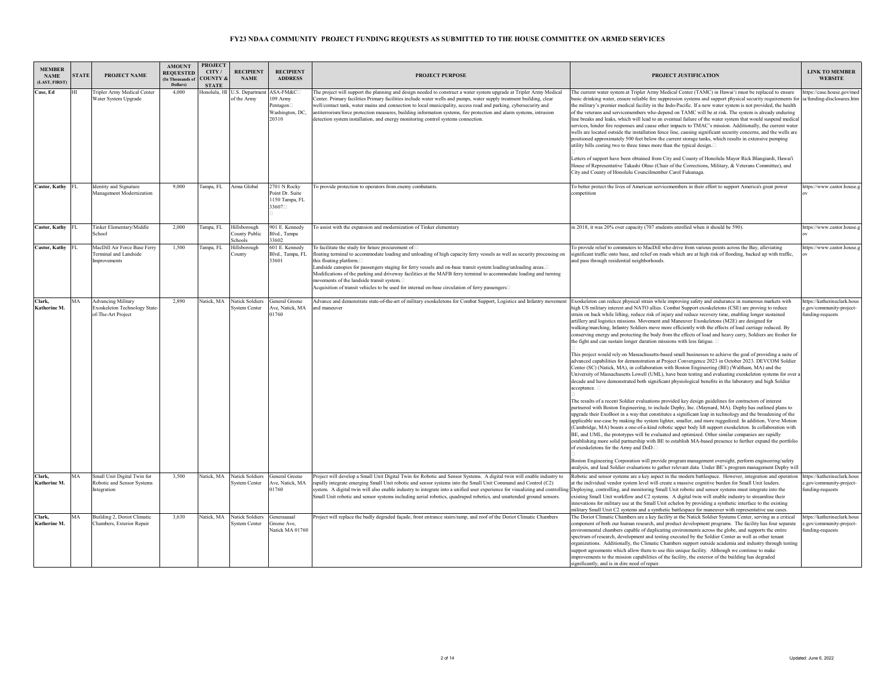# FY23 NDAA COMMUNITY PROJECT FUNDING REQUESTS AS SUBMITTED TO THE HOUSE COMMITTEE ON ARMED SERVICES

| MEMBER NAME (LAST, FIRST) | STATE | PROJECT NAME | AMOUNT REQUESTED (In Thousands of Dollars) | PROJECT CITY / COUNTY & STATE | RECIPIENT NAME | RECIPIENT ADDRESS | PROJECT PURPOSE | PROJECT JUSTIFICATION | LINK TO MEMBER WEBSITE |
|---|---|---|---|---|---|---|---|---|---|
| Case, Ed | HI | Tripler Army Medical Center Water System Upgrade | 4,000 | Honolulu, HI | U.S. Department of the Army | ASA-FM&C 109 Army Pentagon Washington, DC, 20310 | The project will support the planning and design needed to construct a water system upgrade at Tripler Army Medical Center. Primary facilities Primary facilities include water wells and pumps, water supply treatment building, clear well/contact tank, water mains and connection to local municipality, access road and parking, cybersecurity and antiterrorism/force protection measures, building information systems, fire protection and alarm systems, intrusion detection system installation, and energy monitoring control systems connection. | The current water system at Tripler Army Medical Center (TAMC) in Hawai'i must be replaced to ensure basic drinking water, ensure reliable fire suppression systems and support physical security requirements for the military's premier medical facility in the Indo-Pacific. If a new water system is not provided, the health of the veterans and servicemembers who depend on TAMC will be at risk. The system is already enduring line breaks and leaks, which will lead to an eventual failure of the water system that would suspend medical services, hinder fire responses and cause other impacts to TMAC's mission. Additionally, the current water wells are located outside the installation fence line, causing significant security concerns, and the wells are positioned approximately 500 feet below the current storage tanks, which results in extensive pumping utility bills costing two to three times more than the typical design.<br><br>Letters of support have been obtained from City and County of Honolulu Mayor Rick Blangiardi, Hawai'i House of Representative Takashi Ohno (Chair of the Corrections, Military, & Veterans Committee), and City and County of Honolulu Councilmember Carol Fukunaga. | https://case.house.gov/media/funding-disclosures.htm |
| Castor, Kathy | FL | Identity and Signature Management Modernization | 9,000 | Tampa, FL | Arma Global | 2701 N Rocky Point Dr. Suite 1150 Tampa, FL 33607 | To provide protection to operators from enemy combatants. | To better protect the lives of American servicemembers in their effort to support America's great power competition | https://www.castor.house.gov |
| Castor, Kathy | FL | Tinker Elementary/Middle School | 2,000 | Tampa, FL | Hillsborough County Public Schools | 901 E. Kennedy Blvd., Tampa 33602 | To assist with the expansion and modernization of Tinker elementary | in 2018, it was 20% over capacity (707 students enrolled when it should be 590). | https://www.castor.house.gov |
| Castor, Kathy | FL | MacDill Air Force Base Ferry Terminal and Landside Improvements | 1,500 | Tampa, FL | Hillsborough County | 601 E. Kennedy Blvd., Tampa, FL 33601 | To facilitate the study for future procurement of:<br>floating terminal to accommodate loading and unloading of high capacity ferry vessels as well as security processing on this floating platform.<br>Landside canopies for passengers staging for ferry vessels and on-base transit system loading/unloading areas.<br>Modifications of the parking and driveway facilities at the MAFB ferry terminal to accommodate loading and turning movements of the landside transit system.<br>Acquisition of transit vehicles to be used for internal on-base circulation of ferry passengers | To provide relief to commuters to MacDill who drive from various points across the Bay, alleviating significant traffic onto base, and relief on roads which are at high risk of flooding, backed up with traffic, and pass through residential neighborhoods. | https://www.castor.house.gov |
| Clark, Katherine M. | MA | Advancing Military Exoskeleton Technology State-of-The-Art Project | 2,890 | Natick, MA | Natick Soldiers System Center | General Greene Ave, Natick, MA 01760 | Advance and demonstrate state-of-the-art of military exoskeletons for Combat Support, Logistics and Infantry movement and maneuver | Exoskeleton can reduce physical strain while improving safety and endurance in numerous markets with high US military interest and NATO allies. Combat Support exoskeletons (CSE) are proving to reduce strain on back while lifting, reduce risk of injury and reduce recovery time, enabling longer sustained artillery and logistics missions. Movement and Maneuver Exoskeletons (M2E) are designed for walking/marching, Infantry Soldiers move more efficiently with the effects of load carriage reduced. By conserving energy and protecting the body from the effects of load and heavy carry, Soldiers are fresher for the fight and can sustain longer duration missions with less fatigue.<br><br>This project would rely on Massachusetts-based small businesses to achieve the goal of providing a suite of advanced capabilities for demonstration at Project Convergence 2023 in October 2023. DEVCOM Soldier Center (SC) (Natick, MA), in collaboration with Boston Engineering (BE) (Waltham, MA) and the University of Massachusetts Lowell (UML), have been testing and evaluating exoskeleton systems for over a decade and have demonstrated both significant physiological benefits in the laboratory and high Soldier acceptance.<br><br>The results of a recent Soldier evaluations provided key design guidelines for contractors of interest partnered with Boston Engineering, to include Dephy, Inc. (Maynard, MA). Dephy has outlined plans to upgrade their ExoBoot in a way that constitutes a significant leap in technology and the broadening of the applicable use-case by making the system lighter, smaller, and more ruggedized. In addition, Verve Motion (Cambridge, MA) boasts a one-of-a-kind robotic upper body lift support exoskeleton. In collaboration with BE, and UML, the prototypes will be evaluated and optimized. Other similar companies are rapidly establishing more solid partnership with BE to establish MA-based presence to further expand the portfolio of exoskeletons for the Army and DoD.<br><br>Boston Engineering Corporation will provide program management oversight, perform engineering/safety analysis, and lead Soldier evaluations to gather relevant data. Under BE's program management Dephy will | https://katherineclark.house.gov/community-project-funding-requests |
| Clark, Katherine M. | MA | Small Unit Digital Twin for Robotic and Sensor Systems Integration | 3,500 | Natick, MA | Natick Soldiers System Center | General Greene Ave, Natick, MA 01760 | Project will develop a Small Unit Digital Twin for Robotic and Sensor Systems. A digital twin will enable industry to rapidly integrate emerging Small Unit robotic and sensor systems into the Small Unit Command and Control (C2) system. A digital twin will also enable industry to integrate into a unified user experience for visualizing and controlling Small Unit robotic and sensor systems including aerial robotics, quadruped robotics, and unattended ground sensors. | Robotic and sensor systems are a key aspect in the modern battlespace. However, integration and operation at the individual vendor system level will create a massive cognitive burden for Small Unit leaders. Deploying, controlling, and monitoring Small Unit robotic and sensor systems must integrate into the existing Small Unit workflow and C2 systems. A digital twin will enable industry to streamline their innovations for military use at the Small Unit echelon by providing a synthetic interface to the existing military Small Unit C2 systems and a synthetic battlespace for maneuver with representative use cases. | https://katherineclark.house.gov/community-project-funding-requests |
| Clark, Katherine M. | MA | Building 2, Doriot Climatic Chambers, Exterior Repair | 3,630 | Natick, MA | Natick Soldiers System Center | Generaaaaal Greene Ave, Natick MA 01760 | Project will replace the badly degraded façade, front entrance stairs/ramp, and roof of the Doriot Climatic Chambers | The Doriot Climatic Chambers are a key facility at the Natick Soldier Systems Center, serving as a critical component of both our human research, and product development programs. The facility has four separate environmental chambers capable of duplicating environments across the globe, and supports the entire spectrum of research, development and testing executed by the Soldier Center as well as other tenant organizations. Additionally, the Climatic Chambers support outside academia and industry through testing support agreements which allow them to use this unique facility. Although we continue to make improvements to the mission capabilities of the facility, the exterior of the building has degraded significantly, and is in dire need of repair. | https://katherineclark.house.gov/community-project-funding-requests |

Updated: June 6, 2022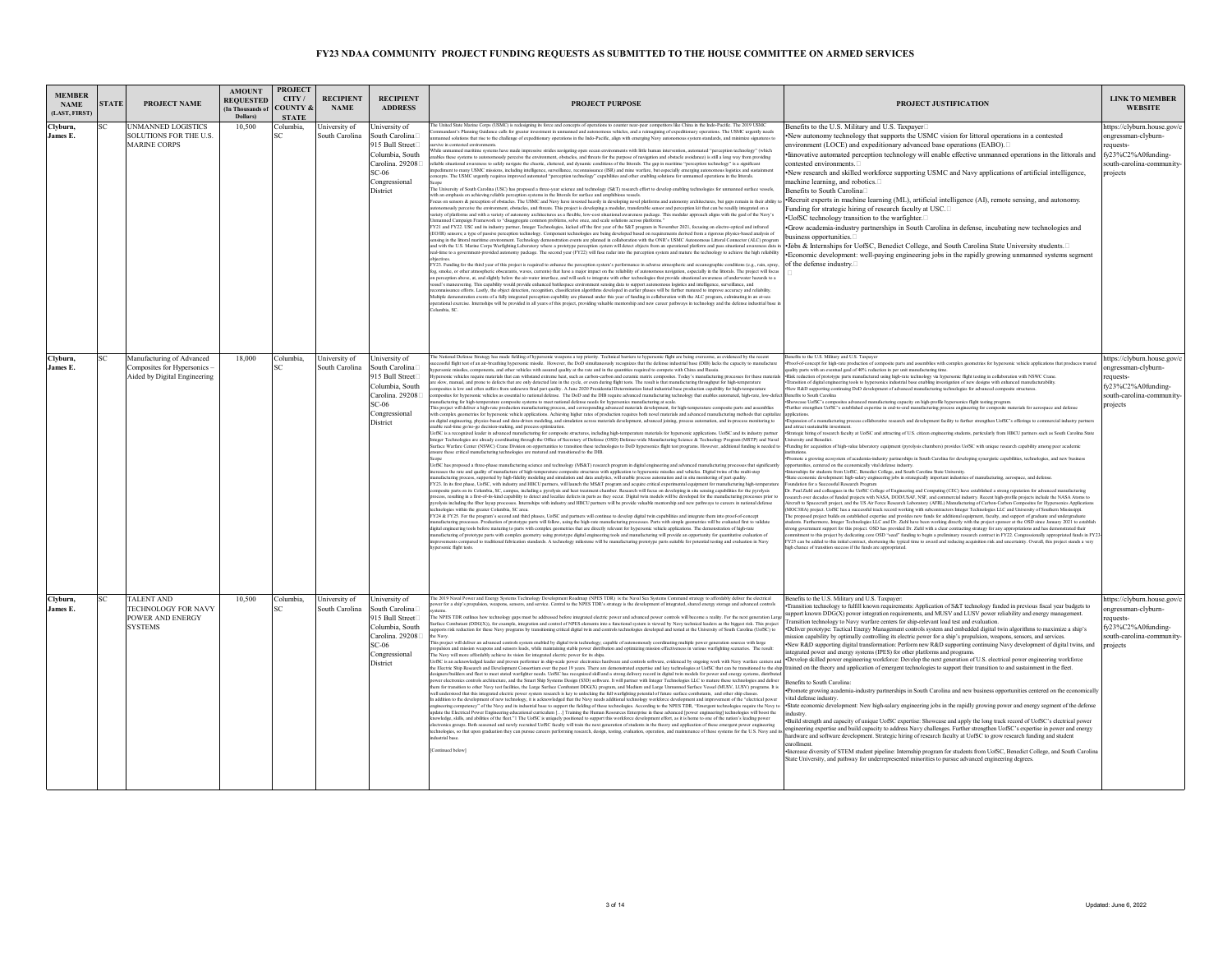# FY23 NDAA COMMUNITY PROJECT FUNDING REQUESTS AS SUBMITTED TO THE HOUSE COMMITTEE ON ARMED SERVICES

| MEMBER NAME (LAST, FIRST) | STATE | PROJECT NAME | AMOUNT REQUESTED (In Thousands of Dollars) | PROJECT CITY / COUNTY & STATE | RECIPIENT NAME | RECIPIENT ADDRESS | PROJECT PURPOSE | PROJECT JUSTIFICATION | LINK TO MEMBER WEBSITE |
|---|---|---|---|---|---|---|---|---|---|
| Clyburn, James E. | SC | UNMANNED LOGISTICS SOLUTIONS FOR THE U.S. MARINE CORPS | 10,500 | Columbia, SC | University of South Carolina | University of South Carolina<br>915 Bull Street<br>Columbia, South Carolina. 29208<br>SC-06 Congressional District | The United State Marine Corps (USMC) is redesigning its force and concepts of operations to counter near-peer competitors like China in the Indo-Pacific. The 2019 USMC Commandant's Planning Guidance calls for greater investment in unmanned and autonomous vehicles, and a reimagining of expeditionary operations. The USMC urgently needs unmanned solutions that rise to the challenge of expeditionary operations in the Indo-Pacific, align with emerging Navy autonomous system standards, and minimize signatures to survive in contested environments.<br>While unmanned maritime systems have made impressive strides navigating open ocean environments with little human intervention, automated "perception technology" (which enables these systems to autonomously perceive the environment, obstacles, and threats for the purpose of navigation and obstacle avoidance) is still a long way from providing reliable situational awareness to safely navigate the chaotic, cluttered, and dynamic conditions of the littorals. The gap in maritime "perception technology" is a significant impediment to many USMC missions, including intelligence, surveillance, reconnaissance (ISR) and mine warfare, but especially emerging autonomous logistics and sustainment concepts. The USMC urgently requires improved automated "perception technology" capabilities and other enabling solutions for unmanned operations in the littorals.<br>Scope<br>The University of South Carolina (USC) has proposed a three-year science and technology (S&T) research effort to develop enabling technologies for unmanned surface vessels, with an emphasis on achieving reliable perception systems in the littorals for surface and amphibious vessels.<br>Focus on sensors & perception of obstacles. The USMC and Navy have invested heavily in developing novel platforms and autonomy architectures, but gaps remain in their ability to autonomously perceive the environment, obstacles, and threats. This project is developing a modular, transferable sensor and perception kit that can be readily integrated on a variety of platforms and with a variety of autonomy architectures as a flexible, low-cost situational awareness package. This modular approach aligns with the goal of the Navy's Unmanned Campaign Framework to "disaggregate common problems, solve once, and scale solutions across platforms."<br>FY21 and FY22: USC and its industry partner, Integer Technologies, kicked off the first year of the S&T program in November 2021, focusing on electro-optical and infrared (EO/IR) sensors; a type of passive perception technology. Component technologies are being developed based on requirements derived from a rigorous physics-based analysis of sensing in the littoral maritime environment. Technology demonstration events are planned in collaboration with the ONR's USMC Autonomous Littoral Connector (ALC) program and with the U.S. Marine Corps Warfighting Laboratory where a prototype perception system will detect objects from an operational platform and pass situational awareness data in real-time to a government-provided autonomy package. The second year (FY22) will fuse radar into the perception system and mature the technology to achieve the high reliability objectives.<br>FY23: Funding for the third year of this project is required to enhance the perception system's performance in adverse atmospheric and oceanographic conditions (e.g., rain, spray, fog, smoke, or other atmospheric obscurants, waves, currents) that have a major impact on the reliability of autonomous navigation, especially in the littorals. The project will focus on perception above, at, and slightly below the air-water interface, and will seek to integrate with other technologies that provide situational awareness of underwater hazards to a vessel's maneuvering. This capability would provide enhanced battlespace environment sensing data to support autonomous logistics and intelligence, surveillance, and reconnaissance efforts. Lastly, the object detection, recognition, classification algorithms developed in earlier phases will be further matured to improve accuracy and reliability. Multiple demonstration events of a fully integrated perception capability are planned under this year of funding in collaboration with the ALC program, culminating in an at-sea operational exercise. Internships will be provided in all years of this project, providing valuable mentorship and new career pathways in technology and the defense industrial base in Columbia, SC. | Benefits to the U.S. Military and U.S. Taxpayer<br>•New autonomy technology that supports the USMC vision for littoral operations in a contested environment (LOCE) and expeditionary advanced base operations (EABO).<br>•Innovative automated perception technology will enable effective unmanned operations in the littorals and contested environments.<br>•New research and skilled workforce supporting USMC and Navy applications of artificial intelligence, machine learning, and robotics.<br>Benefits to South Carolina<br>•Recruit experts in machine learning (ML), artificial intelligence (AI), remote sensing, and autonomy. Funding for strategic hiring of research faculty at USC.<br>•UofSC technology transition to the warfighter.<br>•Grow academia-industry partnerships in South Carolina in defense, incubating new technologies and business opportunities.<br>•Jobs & Internships for UofSC, Benedict College, and South Carolina State University students.<br>•Economic development: well-paying engineering jobs in the rapidly growing unmanned systems segment of the defense industry. | https://clyburn.house.gov/congressman-clyburn-requests-fy23%C2%A0funding-south-carolina-community-projects |
| Clyburn, James E. | SC | Manufacturing of Advanced Composites for Hypersonics – Aided by Digital Engineering | 18,000 | Columbia, SC | University of South Carolina | University of South Carolina<br>915 Bull Street<br>Columbia, South Carolina. 29208<br>SC-06 Congressional District | The National Defense Strategy has made fielding of hypersonic weapons a top priority. Technical barriers to hypersonic flight are being overcome, as evidenced by the recent successful flight test of an air-breathing hypersonic missile. However, the DoD simultaneously recognizes that the defense industrial base (DIB) lacks the capacity to manufacture hypersonic missiles, components, and other vehicles with assured quality at the rate and in the quantities required to compete with China and Russia.<br>Hypersonic vehicles require materials that can withstand extreme heat, such as carbon-carbon and ceramic matrix composites. Today's manufacturing processes for these materials are slow, manual, and prone to defects that are only detected late in the cycle, or even during flight tests. The result is that manufacturing throughput for high-temperature composites is low and often suffers from unknown final part quality. A June 2020 Presidential Determination listed industrial base production capability for high-temperature composites for hypersonic vehicles as essential to national defense. The DoD and the DIB require advanced manufacturing technology that enables automated, high-rate, low-defect manufacturing for high-temperature composite systems to meet national defense needs for hypersonics manufacturing at scale.<br>This project will deliver a high-rate production manufacturing process, and corresponding advanced materials development, for high-temperature composite parts and assemblies with complex geometries for hypersonic vehicle applications. Achieving higher rates of production requires both novel materials and advanced manufacturing methods that capitalize on digital engineering, physics-based and data-driven modeling, and simulation across materials development, advanced joining, process automation, and in-process monitoring to enable real-time go/no-go decision-making, and process optimization.<br>UofSC is a recognized leader in advanced manufacturing for composite structures, including high-temperature materials for hypersonic applications. UofSC and its industry partner Integer Technologies are already coordinating through the Office of Secretary of Defense (OSD) Defense-wide Manufacturing Science & Technology Program (MSTP) and Naval Surface Warfare Center (NSWC) Crane Division on opportunities to transition these technologies to DoD hypersonics flight test programs. However, additional funding is needed to ensure these critical manufacturing technologies are matured and transitioned to the DIB.<br>Scope<br>UofSC has proposed a three-phase manufacturing science and technology (MS&T) research program in digital engineering and advanced manufacturing processes that significantly increases the rate and quality of manufacture of high-temperature composite structures with application to hypersonic missiles and vehicles. Digital twins of the multi-step manufacturing process, supported by high-fidelity modeling and simulation and data analytics, will enable process automation and in situ monitoring of part quality.<br>FY23: In its first phase, UofSC, with industry and HBCU partners, will launch the MS&T program and acquire critical experimental equipment for manufacturing high-temperature composite parts on its Columbia, SC, campus, including a pyrolysis and heat treatment chamber. Research will focus on developing in situ sensing capabilities for the pyrolysis process, resulting in a first-of-its-kind capability to detect and localize defects in parts as they occur. Digital twin models will be developed for the manufacturing processes prior to pyrolysis including the fiber layup processes. Internships with industry and HBCU partners will be provide valuable mentorship and new pathways to careers in national defense technologies within the greater Columbia, SC area.<br>FY24 & FY25: For the program's second and third phases, UofSC and partners will continue to develop digital twin capabilities and integrate them into proof-of-concept manufacturing processes. Production of prototype parts will follow, using the high-rate manufacturing processes. Parts with simple geometries will be evaluated first to validate digital engineering tools before maturing to parts with complex geometries that are directly relevant for hypersonic vehicle applications. The demonstration of high-rate manufacturing of prototype parts with complex geometry using prototype digital engineering tools and manufacturing will provide an opportunity for quantitative evaluation of improvements compared to traditional fabrication standards. A technology milestone will be manufacturing prototype parts suitable for potential testing and evaluation in Navy hypersonic flight tests. | Benefits to the U.S. Military and U.S. Taxpayer<br>•Proof-of-concept for high-rate production of composite parts and assemblies with complex geometries for hypersonic vehicle applications that produces trusted quality parts with an eventual goal of 40% reduction in per unit manufacturing time.<br>•Risk reduction of prototype parts manufactured using high-rate technology via hypersonic flight testing in collaboration with NSWC Crane.<br>•Transition of digital engineering tools to hypersonics industrial base enabling investigation of new designs with enhanced manufacturability.<br>•New R&D supporting continuing DoD development of advanced manufacturing technologies for advanced composite structures.<br>Benefits to South Carolina<br>•Showcase UofSC's composites advanced manufacturing capacity on high-profile hypersonics flight testing program.<br>•Further strengthen UofSC's established expertise in end-to-end manufacturing process engineering for composite materials for aerospace and defense applications.<br>•Expansion of a manufacturing process collaborative research and development facility to further strengthen UofSC's offerings to commercial industry partners and attract sustainable investment.<br>•Strategic hiring of research faculty at UofSC and attracting of U.S. citizen engineering students, particularly from HBCU partners such as South Carolina State University and Benedict.<br>•Funding for acquisition of high-value laboratory equipment (pyrolysis chambers) provides UofSC with unique research capability among peer academic institutions.<br>•Promote a growing ecosystem of academia-industry partnerships in South Carolina for developing synergetic capabilities, technologies, and new business opportunities, centered on the economically vital defense industry.<br>•Internships for students from UofSC, Benedict College, and South Carolina State University.<br>•State economic development: high-salary engineering jobs in strategically important industries of manufacturing, aerospace, and defense.<br>Foundation for a Successful Research Program<br>Dr. Paul Ziehl and colleagues in the UofSC College of Engineering and Computing (CEC) have established a strong reputation for advanced manufacturing research over decades of funded projects with NASA, DOD/USAF, NSF, and commercial industry. Recent high-profile projects include the NASA Atoms to Aircraft to Spacecraft project, and the US Air Force Research Laboratory (AFRL) Manufacturing of Carbon-Carbon Composites for Hypersonics Applications (MOC3HA) project. UofSC has a successful track record working with subcontractors Integer Technologies LLC and University of Southern Mississippi.<br>The proposed project builds on established expertise and provides new funds for additional equipment, faculty, and support of graduate and undergraduate students. Furthermore, Integer Technologies LLC and Dr. Ziehl have been working directly with the project sponsor at the OSD since January 2021 to establish strong government support for this project. OSD has provided Dr. Ziehl with a clear contracting strategy for any appropriations and has demonstrated their commitment to this project by dedicating core OSD "seed" funding to begin a preliminary research contract in FY22. Congressionally appropriated funds in FY23-FY25 can be added to this initial contract, shortening the typical time to award and reducing acquisition risk and uncertainty. Overall, this project stands a very high chance of transition success if the funds are appropriated. | https://clyburn.house.gov/congressman-clyburn-requests-fy23%C2%A0funding-south-carolina-community-projects |
| Clyburn, James E. | SC | TALENT AND TECHNOLOGY FOR NAVY POWER AND ENERGY SYSTEMS | 10,500 | Columbia, SC | University of South Carolina | University of South Carolina<br>915 Bull Street<br>Columbia, South Carolina. 29208<br>SC-06 Congressional District | The 2019 Naval Power and Energy Systems Technology Development Roadmap (NPES TDR) is the Naval Sea Systems Command strategy to affordably deliver the electrical power for a ship's propulsion, weapons, sensors, and service. Central to the NPES TDR's strategy is the development of integrated, shared energy storage and advanced controls systems.<br>The NPES TDR outlines how technology gaps must be addressed before integrated electric power and advanced power controls will become a reality. For the next generation Large Surface Combatant (DDG(X)), for example, integration and control of NPES elements into a functional system is viewed by Navy technical leaders as the biggest risk. This project supports risk reduction for these Navy programs by transitioning critical digital twin and controls technologies developed and tested at the University of South Carolina (UofSC) to the Navy.<br>This project will deliver an advanced controls system enabled by digital twin technology; capable of autonomously coordinating multiple power generation sources with large propulsion and mission weapons and sensors loads, while maintaining stable power distribution and optimizing mission effectiveness in various warfighting scenarios. The result: The Navy will more affordably achieve its vision for integrated electric power for its ships.<br>UofSC is an acknowledged leader and proven performer in ship-scale power electronics hardware and controls software, evidenced by ongoing work with Navy warfare centers and the Electric Ship Research and Development Consortium over the past 19 years. There are demonstrated expertise and key technologies at UofSC that can be transitioned to the ship designers/builders and fleet to meet stated warfighter needs. UofSC has recognized skill and a strong delivery record in digital twin models for power and energy systems, distributed power electronics controls architecture, and the Smart Ship Systems Design (S3D) software. It will partner with Integer Technologies LLC to mature these technologies and deliver them for transition to other Navy test facilities, the Large Surface Combatant DDG(X) program, and Medium and Large Unmanned Surface Vessel (MUSV, LUSV) programs. It is well understood that this integrated electric power system research is key to unlocking the full warfighting potential of future surface combatants, and other ship classes.<br>In addition to the development of new technology, it is acknowledged that the Navy needs additional technology workforce development and improvement of the "electrical power engineering competency" of the Navy and its industrial base to support the fielding of these technologies. According to the NPES TDR, "Emergent technologies require the Navy to update the Electrical Power Engineering educational curriculum […] Training the Human Resources Enterprise in these advanced [power engineering] technologies will boost the knowledge, skills, and abilities of the fleet."[1] The UofSC is uniquely positioned to support this workforce development effort, as it is home to one of the nation's leading power electronics groups. Both seasoned and newly recruited UofSC faculty will train the next generation of students in the theory and application of these emergent power engineering technologies, so that upon graduation they can pursue careers performing research, design, testing, evaluation, operation, and maintenance of these systems for the U.S. Navy and its industrial base.<br>[Continued below] | Benefits to the U.S. Military and U.S. Taxpayer:<br>•Transition technology to fulfill known requirements: Application of S&T technology funded in previous fiscal year budgets to support known DDG(X) power integration requirements, and MUSV and LUSV power reliability and energy management. Transition technology to Navy warfare centers for ship-relevant load test and evaluation.<br>•Deliver prototype: Tactical Energy Management controls system and embedded digital twin algorithms to maximize a ship's mission capability by optimally controlling its electric power for a ship's propulsion, weapons, sensors, and services.<br>•New R&D supporting digital transformation: Perform new R&D supporting continuing Navy development of digital twins, and integrated power and energy systems (IPES) for other platforms and programs.<br>•Develop skilled power engineering workforce: Develop the next generation of U.S. electrical power engineering workforce trained on the theory and application of emergent technologies to support their transition to and sustainment in the fleet.<br><br>Benefits to South Carolina:<br>•Promote growing academia-industry partnerships in South Carolina and new business opportunities centered on the economically vital defense industry.<br>•State economic development: New high-salary engineering jobs in the rapidly growing power and energy segment of the defense industry.<br>•Build strength and capacity of unique UofSC expertise: Showcase and apply the long track record of UofSC's electrical power engineering expertise and build capacity to address Navy challenges. Further strengthen UofSC's expertise in power and energy hardware and software development. Strategic hiring of research faculty at UofSC to grow research funding and student enrollment.<br>•Increase diversity of STEM student pipeline: Internship program for students from UofSC, Benedict College, and South Carolina State University, and pathway for underrepresented minorities to pursue advanced engineering degrees. | https://clyburn.house.gov/congressman-clyburn-requests-fy23%C2%A0funding-south-carolina-community-projects |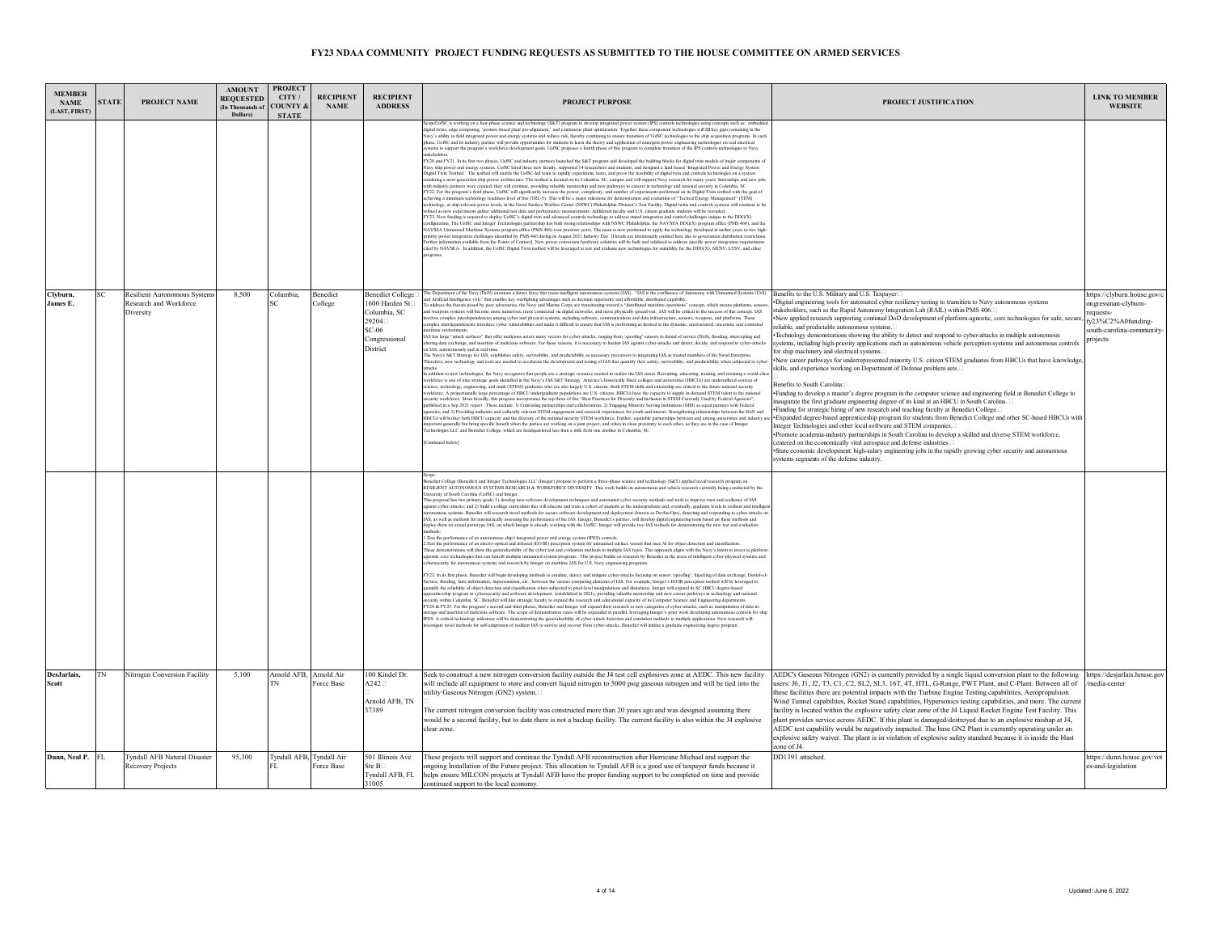# FY23 NDAA COMMUNITY PROJECT FUNDING REQUESTS AS SUBMITTED TO THE HOUSE COMMITTEE ON ARMED SERVICES

| MEMBER NAME (LAST, FIRST) | STATE | PROJECT NAME | AMOUNT REQUESTED (In Thousands of Dollars) | PROJECT CITY / COUNTY & STATE | RECIPIENT NAME | RECIPIENT ADDRESS | PROJECT PURPOSE | PROJECT JUSTIFICATION | LINK TO MEMBER WEBSITE |
|---|---|---|---|---|---|---|---|---|---|
| | | | | | | | Scope UofSC is working on a four-phase science and technology (S&T) program to develop integrated power system (IPS) controls technologies using concepts such as: embedded digital twins, edge computing, 'posture-based plant pre-alignment,' and continuous plant optimization. Together these component technologies will fill key gaps remaining in the Navy's ability to field integrated power and energy systems and reduce risk, thereby continuing to ensure transition of UofSC technologies to the ship acquisition programs. In each phase, UofSC and its industry partner will provide opportunities for students to learn the theory and application of emergent power engineering technologies on real electrical systems to support the program's workforce development goals. UofSC proposes a fourth phase of this program to complete transition of the IPS controls technologies to Navy stakeholders.<br>FY20 and FY21. In its first two phases, UofSC and industry partners launched the S&T program and developed the building blocks for digital twin models of major components of Navy ship power and energy systems. UofSC hired three new faculty, supported 14 researchers and students, and designed a land based 'Integrated Power and Energy System Digital Twin Testbed.' The testbed will enable the UofSC-led team to rapidly experiment, learn, and prove the feasibility of digital twin and controls technologies on a system emulating a next-generation ship power architecture. The testbed is located on its Columbia, SC, campus and will support Navy research for many years. Internships and new jobs with industry partners were created; they will continue, providing valuable mentorship and new pathways to careers in technology and national security in Columbia, SC.<br>FY22. For the program's third phase, UofSC will significantly increase the power, complexity, and number of experiments performed on its Digital Twin testbed with the goal of achieving a minimum technology readiness level of five (TRL-5). This will be a major milestone for demonstration and evaluation of "Tactical Energy Management" (TEM) technology, at ship-relevant power levels, in the Naval Surface Warfare Center (NSWC) Philadelphia Division's Test Facility. Digital twins and controls systems will continue to be refined as new experiments gather additional test data and performance measurements. Additional faculty and U.S. citizen graduate students will be recruited.<br>FY23. New funding is required to deploy UofSC's digital twin and advanced controls technology to address stated integration and control challenges unique to the DDG(X) configuration. The UofSC and Integer Technologies partnership has built strong relationships with NSWC Philadelphia, the NAVSEA DDG(X) program office (PMS 460), and the NAVSEA Unmanned Maritime Systems program office (PMS 406) over previous years. The team is now positioned to apply the technology developed in earlier years to two high-priority power integration challenges identified by PMS 460 during its August 2021 Industry Day. [Details are intentionally omitted here due to government distribution restrictions. Further information available from the Points of Contact]. New power conversion hardware solutions will be built and validated to address specific power integration requirements cited by NAVSEA. In addition, the UofSC Digital Twin testbed will be leveraged to test and evaluate new technologies for suitability for the DDG(X), MUSV, LUSV, and other programs. | | |
| Clyburn, James E. | SC | Resilient Autonomous Systems Research and Workforce Diversity | 8,500 | Columbia, SC | Benedict College | Benedict College<br>1600 Harden St<br>Columbia, SC 29204<br>SC-06 Congressional District | The Department of the Navy (DoN) envisions a future force that trusts intelligent autonomous systems (IAS). "IAS is the confluence of Autonomy with Unmanned Systems (UxS) and Artificial Intelligence (AI)" that enables key warfighting advantages such as decision superiority and affordable, distributed capability.<br>To address the threats posed by peer adversaries, the Navy and Marine Corps are transitioning toward a "distributed maritime operations" concept, which means platforms, sensors, and weapons systems will become more numerous, more connected via digital networks, and more physically spread-out. IAS will be critical to the success of this concept. IAS involves complex interdependencies among cyber and physical systems, including software, communications and data infrastructure, sensors, weapons, and platforms. These complex interdependencies introduce cyber vulnerabilities and make it difficult to ensure that IAS is performing as desired in the dynamic, unstructured, uncertain, and contested maritime environments.<br>IAS has large "attack surfaces" that offer malicious actors many vectors for cyber-attacks, ranging from 'spoofing' sensors to denial of service (DoS), flooding, intercepting and altering data exchange, and insertion of malicious software. For these reasons, it is necessary to harden IAS against cyber-attacks and detect, decide, and respond to cyber-attacks on IAS, autonomously and in real-time.<br>The Navy's S&T Strategy for IAS, establishes safety, survivability, and predictability as necessary precursors to integrating IAS as trusted members of the Naval Enterprise. Therefore, new technology and tools are needed to accelerate the development and testing of IAS that quantify their safety, survivability, and predictability when subjected to cyber-attacks.<br>In addition to new technologies, the Navy recognizes that people are a strategic resource needed to realize the IAS vision. Recruiting, educating, training, and retaining a world-class workforce is one of nine strategic goals identified in the Navy's IAS S&T Strategy. America's historically black colleges and universities (HBCUs) are underutilized sources of science, technology, engineering, and math (STEM) graduates who are also largely U.S. citizens. Both STEM skills and citizenship are critical to the future national security workforce. A proportionally large percentage of HBCU undergraduate populations are U.S. citizens. HBCUs have the capacity to supply in-demand STEM talent to the national security workforce. More broadly, this program incorporates the top three of five "Best Practices for Diversity and Inclusion in STEM Currently Used by Federal Agencies", published in a Sep 2021 report. These include: 1) Cultivating partnerships and collaborations, 2) Engaging Minority Serving Institutions (MSI) as equal partners with Federal agencies, and 3) Providing authentic and culturally relevant STEM engagement and research experiences for youth and interns. Strengthening relationships between the DoN and HBCUs will bolster both HBCU capacity and the diversity of the national security STEM workforce. Further, equitable partnerships between and among universities and industry are important generally but bring specific benefit when the parties are working on a joint project, and when in close proximity to each other, as they are in the case of Integer Technologies LLC and Benedict College, which are headquartered less than a mile from one another in Columbia, SC.<br>[Continued below] | Benefits to the U.S. Military and U.S. Taxpayer:<br>•Digital engineering tools for automated cyber resiliency testing to transition to Navy autonomous systems stakeholders, such as the Rapid Autonomy Integration Lab (RAIL) within PMS 406.<br>•New applied research supporting continual DoD development of platform-agnostic, core technologies for safe, secure, reliable, and predictable autonomous systems.<br>•Technology demonstrations showing the ability to detect and respond to cyber-attacks in multiple autonomous systems, including high-priority applications such as autonomous vehicle perception systems and autonomous controls for ship machinery and electrical systems.<br>•New career pathways for underrepresented minority U.S. citizen STEM graduates from HBCUs that have knowledge, skills, and experience working on Department of Defense problem sets.<br><br>Benefits to South Carolina:<br>•Funding to develop a master's degree program in the computer science and engineering field at Benedict College to inaugurate the first graduate engineering degree of its kind at an HBCU in South Carolina.<br>•Funding for strategic hiring of new research and teaching faculty at Benedict College.<br>•Expanded degree-based apprenticeship program for students from Benedict College and other SC-based HBCUs with Integer Technologies and other local software and STEM companies.<br>•Promote academia-industry partnerships in South Carolina to develop a skilled and diverse STEM workforce, centered on the economically vital aerospace and defense industries.<br>•State economic development: high-salary engineering jobs in the rapidly growing cyber security and autonomous systems segments of the defense industry. | https://clyburn.house.gov/congressman-clyburn-requests-fy23%C2%A0funding-south-carolina-community-projects |
| | | | | | | | Scope<br>Benedict College (Benedict) and Integer Technologies LLC (Integer) propose to perform a three-phase science and technology (S&T) applied naval research program on RESILIENT AUTONOMOUS SYSTEMS RESEARCH & WORKFORCE DIVERSITY. This work builds on autonomous and vehicle research currently being conducted by the University of South Carolina (UofSC) and Integer.<br>This proposal has two primary goals: 1) develop new software development techniques and automated cyber security methods and tools to improve trust and resilience of IAS against cyber-attacks; and 2) build a college curriculum that will educate and train a cohort of students at the undergraduate and, eventually, graduate levels in resilient and intelligent autonomous systems. Benedict will research novel methods for secure software development and deployment (known as DevSecOps), detecting and responding to cyber-attacks on IAS, as well as methods for automatically assessing the performance of the IAS. Integer, Benedict's partner, will develop digital engineering tools based on these methods and deploy them on actual prototype IAS, on which Integer is already working with the UofSC. Integer will provide two IAS testbeds for demonstrating the new test and evaluation methods:<br>1.Test the performance of an autonomous ship's integrated power and energy system (IPES) controls.<br>2.Test the performance of an electro-optical and infrared (EO/IR) perception system for unmanned surface vessels that uses AI for object detection and classification.<br>These demonstrations will show the generalizability of the cyber test and evaluation methods to multiple IAS types. This approach aligns with the Navy's intent to invest in platform-agnostic core technologies that can benefit multiple unmanned system programs. This project builds on research by Benedict in the areas of intelligent cyber-physical systems and cybersecurity for autonomous systems and research by Integer on maritime IAS for U.S. Navy engineering programs.<br><br>FY23. In its first phase, Benedict will begin developing methods to emulate, detect, and mitigate cyber-attacks focusing on sensor 'spoofing', hijacking of data exchange, Denial-of-Service, flooding, false information, impersonation, etc., between the various computing elements of IAS. For example, Integer's EO/IR perception testbed will be leveraged to quantify the reliability of object detection and classification when subjected to pixel-level manipulations and distortions. Integer will expand its SC HBCU degree-based apprenticeship program in cybersecurity and software development (established in 2021), providing valuable mentorship and new career pathways in technology and national security within Columbia, SC. Benedict will hire strategic faculty to expand the research and educational capacity of its Computer Science and Engineering departments.<br>FY24 & FY25. For the program's second and third phases, Benedict and Integer will expand their research to new categories of cyber-attacks, such as manipulation of data in-storage and insertion of malicious software. The scope of demonstration cases will be expanded in parallel, leveraging Integer's prior work developing autonomous controls for ship IPES. A critical technology milestone will be demonstrating the generalizability of cyber-attack detection and emulation methods to multiple applications. New research will investigate novel methods for self-adaptation of resilient IAS to survive and recover from cyber-attacks. Benedict will initiate a graduate engineering degree program. | | |
| DesJarlais, Scott | TN | Nitrogen Conversion Facility | 5,100 | Arnold AFB, TN | Arnold Air Force Base | 100 Kindel Dr. A242<br><br>Arnold AFB, TN 37389 | Seek to construct a new nitrogen conversion facility outside the J4 test cell explosives zone at AEDC. This new facility will include all equipment to store and convert liquid nitrogen to 5000 psig gaseous nitrogen and will be tied into the utility Gaseous Nitrogen (GN2) system.<br><br>The current nitrogen conversion facility was constructed more than 20 years ago and was designed assuming there would be a second facility, but to date there is not a backup facility. The current facility is also within the J4 explosive clear zone. | AEDC's Gaseous Nitrogen (GN2) is currently provided by a single liquid conversion plant to the following users: J6, J1, J2, T3, C1, C2, SL2, SL3, 16T, 4T, HTL, G-Range, PWT Plant, and C-Plant. Between all of these facilities there are potential impacts with the Turbine Engine Testing capabilities, Aeropropulsion Wind Tunnel capabilites, Rocket Stand capabilities, Hypersonics testing capabilities, and more. The current facility is located within the explosive safety clear zone of the J4 Liquid Rocket Engine Test Facility. This plant provides service across AEDC. If this plant is damaged/destroyed due to an explosive mishap at J4, AEDC test capability would be negatively impacted. The base GN2 Plant is currently operating under an explosive safety waiver. The plant is in violation of explosive safety standard because it is inside the blast zone of J4. | https://desjarlais.house.gov/media-center |
| Dunn, Neal P. | FL | Tyndall AFB Natural Disaster Recovery Projects | 95,300 | Tyndall AFB, FL | Tyndall Air Force Base | 501 Illinois Ave Ste B<br>Tyndall AFB, FL 31005 | These projects will support and continue the Tyndall AFB reconstruction after Hurricane Michael and support the ongoing Installation of the Future project. This allocation to Tyndall AFB is a good use of taxpayer funds because it helps ensure MILCON projects at Tyndall AFB have the proper funding support to be completed on time and provide continued support to the local economy. | DD1391 attached. | https://dunn.house.gov/votes-and-legislation |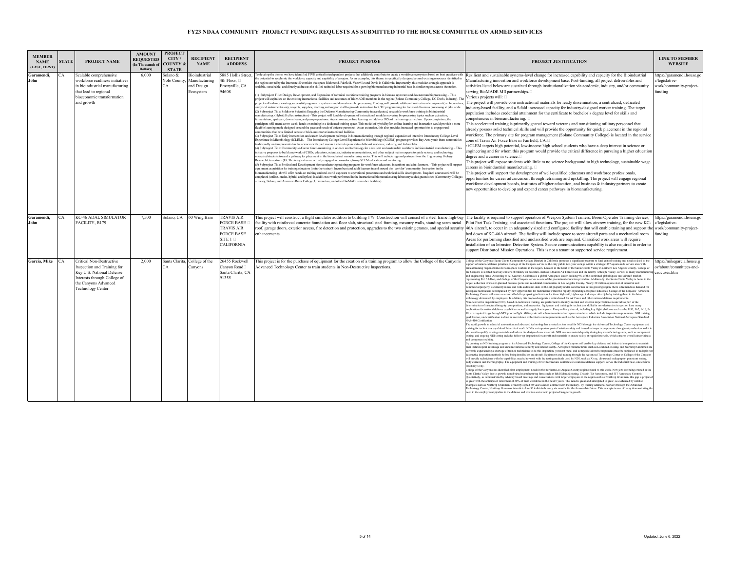# FY23 NDAA COMMUNITY PROJECT FUNDING REQUESTS AS SUBMITTED TO THE HOUSE COMMITTEE ON ARMED SERVICES

| MEMBER NAME (LAST, FIRST) | STATE | PROJECT NAME | AMOUNT REQUESTED (In Thousands of Dollars) | PROJECT CITY / COUNTY & STATE | RECIPIENT NAME | RECIPIENT ADDRESS | PROJECT PURPOSE | PROJECT JUSTIFICATION | LINK TO MEMBER WEBSITE |
|---|---|---|---|---|---|---|---|---|---|
| Garamendi, John | CA | Scalable comprehensive workforce readiness initiatives in bioindustrial manufacturing that lead to regional bioeconomic transformation and growth | 6,000 | Solano & Yolo County, CA | Bioindustrial Manufacturing and Design Ecosystem | 5885 Hollis Street, 4th Floor, Emeryville, CA 94608 | To develop the theme, we have identified FIVE critical interdependent projects that additively contribute to create a workforce ecosystem based on best practices with the potential to accelerate the workforce capacity and capability of a region. As an exemplar, this theme is specifically designed around existing resources identified in the region served by the Interstate 80 corridor that spans Richmond, Fairfield, Vacaville and Davis in California. Importantly, this modular strategic approach is scalable, sustainable, and directly addresses the skilled technical labor required for a growing biomanufacturing industrial base in similar regions across the nation. (1) Subproject Title: Design, Development, and Expansion of technical workforce training programs in biomass upstream and downstream bioprocessing. - This project will capitalize on the existing instructional facilities and resources of BioMADE members in the region (Solano Community College, UC Davis, Industry). The project will enhance existing successful programs in upstream and downstream bioprocessing. Funding will provide additional instructional equipment (i.e. bioreactors, analytical instrumentation), reagents, supplies, teaching and support staff to provide instruction for CTE programming for feedstock/biomass processing at pilot scale. (2) Subproject Title: Soldier to Scientist: Engaging the Defense Manufacturing Community in accelerated, accessible workforce training in bioindustrial manufacturing. (Hybrid/Hyflex instruction) - This project will fund development of instructional modules covering bioprocessing topics such as extraction, fermentation, upstream, downstream, and pump operations. Asynchronous, online learning will deliver 70% of the training curriculum. Upon completion, the participant will attend a two-week, hands-on training in a dedicated training space. This model of hybrid/hyflex online learning and instruction would provide a more flexible learning mode designed around the pace and needs of defense personnel. As an extension, this also provides increased opportunities to engage rural communities that have limited access to brick-and-mortar instructional facilities. (3) Subproject Title: Early intervention and career development pathways in biomanufacturing through regional expansion of intensive Introductory College-Level Experience in Microbiology (iCLEM). - The Introductory College Level Experience in Microbiology (iCLEM) program provides Bay Area youth from communities traditionally underrepresented in the sciences with paid research internships in state-of-the-art academic, industry, and federal labs. (4) Subproject Title: Community-to-Career tiered-mentoring in science and technology for a resilient and sustainable workforce in bioindustrial manufacturing. - This initiative proposes to build a network of CBOs, educators, scientists, industry representatives, and other subject matter experts to guide science and technology interested students toward a pathway for placement in the bioindustrial manufacturing sector. This will include regional partners from the Engineering Biology Research Consortium (UC Berkeley) who are actively engaged in cross-disciplinary STEM education and mentoring. (5) Subproject Title: Professional Development biomanufacturing training programs for workforce educators, incumbent and adult learners. - This project will support equipment acquisition for training educators (train-the-trainer). Incumbent and adult learners in and around the 'corridor' community. Instruction in the biomanufacturing lab will offer hands-on training and real-world exposure to operational procedures and technical skills development. Required coursework will be completed (online, onsite, hybrid, and hyflex) in addition to work performed in the instructional biomanufacturing laboratory at designated sites (Community Colleges - Laney, Solano, and American River College; Universities, and other BioMADE-member facilities). | Resilient and sustainable systems-level change for increased capability and capacity for the Bioindustrial Manufacturing innovation and workforce development base. Post-funding, all project deliverables and activities listed below are sustained through institutionalization via academic, industry, and/or community serving BioMADE MII partnerships. Various projects will: The project will provide core instructional materials for ready dissemination, a centralized, dedicated industry-based facility, and a 5-fold increased capacity for industry-designed worker training. The target population includes credential attainment for the certificate to bachelor's degree level for skills and competencies in biomanufacturing. This accelerated training is primarily geared toward veterans and transitioning military personnel that already possess solid technical skills and will provide the opportunity for quick placement in the regional workforce. The primary site for program management (Solano Community College) is located in the service zone of Travis Air Force Base in Fairfield, CA. : iCLEM targets high potential, low-income high school students who have a deep interest in science or engineering and for whom this program would provide the critical difference in pursuing a higher education degree and a career in science. This project will expose students with little to no science background to high technology, sustainable wage careers in bioindustrial manufacturing. This project will support the development of well-qualified educators and workforce professionals, opportunities for career advancement through retraining and upskilling. The project will engage regional workforce development boards, institutes of higher education, and business & industry partners to create new opportunities to develop and expand career pathways in biomanufacturing. | https://garamendi.house.gov/legislative-work/community-project-funding |
| Garamendi, John | CA | KC-46 ADAL SIMULATOR FACILITY, B179 | 7,500 | Solano, CA | 60 Wing Base | TRAVIS AIR FORCE BASE TRAVIS AIR FORCE BASE SITE 1 CALIFORNIA | This project will construct a flight simulator addition to building 179. Construction will consist of a steel frame high-bay facility with reinforced concrete foundation and floor slab, structural steel framing, masonry walls, standing seam metal roof, garage doors, exterior access, fire detection and protection, upgrades to the two existing cranes, and special security enhancements. | The facility is required to support operation of Weapon System Trainers, Boom Operator Training devices, Pilot Part Task Training, and associated functions. The project will allow aircrew training, for the new KC-46A aircraft, to occur in an adequately sized and configured facility that will enable training and support the bed down of KC-46A aircraft. The facility will include space to store aircraft parts and a mechanical room. Areas for performing classified and unclassified work are required. Classified work areas will require installation of an Intrusion Detection System. Secure communications capability is also required in order to support Distributed Mission Operations. This is not a tenant or supported service requirement. | https://garamendi.house.gov/legislative-work/community-project-funding |
| Garcia, Mike | CA | Critical Non-Destructive Inspection and Training for Key U.S. National Defense Interests through College of the Canyons Advanced Technology Center | 2,000 | Santa Clarita, CA | College of the Canyons | 26455 Rockwell Canyon Road Santa Clarita, CA 91355 | This project is for the purchase of equipment for the creation of a training program to allow the College of the Canyon's Advanced Technology Center to train students in Non-Destructive Inspections. | College of the Canyons (Santa Clarita Community College District) in California proposes a significant program to fund critical training and needs related to the support of national defense priorities. College of the Canyons serves as the only public two-year college within a strategic 367-square-mile service area with critical training responsibilities for aerospace workers in the region. Located in the heart of the Santa Clarita Valley in northern Los Angeles County, College of the Canyons is located near key centers of military air research, such as Edwards Air Force Base and the nearby Antelope Valley, as well as many manufacturing and engineering firms. According to ATKearney, California is a global Aerospace leader, holding 9% of the combined global Space and Aircraft market, representing $61.6 billion, and College of the Canyons serves as one of the preeminent education providers. Additionally, the Santa Clarita Valley is home to the largest collection of master-planned business parks and residential communities in Los Angeles County. Nearly 30 million-square-feet of industrial and commercial property is currently in use and with additional state-of-the-art property under construction in this growing region, there is tremendous demand for aerospace technicians accompanied by new opportunities for technicians within the rapidly expanding aerospace industry. College of the Canyons' Advanced Technology Center will serve as a central hub for preparing technicians for these high-skill, high-wage, industry-critical jobs by training them in the latest technology demanded by employers. In addition, this proposal supports a critical need for Air Force and other national defense requirements. Non-destructive inspections (NDI), based on technician training, are performed to identify internal and external imperfections in aircraft as part of the determination of structural integrity, composition, and properties. Equipment and training for technicians skilled in non-destructive inspection have many implications for national defense capabilities as well as supply line impacts. Every military aircraft, including key flight platforms such as the F-35, B-2, F-16, F-18, are required to go through NDI prior to flight. Military aircraft adhere to national aerospace standards, which include inspection requirements. NDI training, qualification, and certification is done in accordance with criteria and requirements such as the Aerospace Industries Association National Aerospace Standard NAS-410 Certification. The rapid growth in industrial automation and advanced technology has created a clear need for NDI through the Advanced Technology Center equipment and training for technicians capable of this critical work. NDI is an important part of aviation safety and is used to inspect components throughout production and it is also used to qualify existing materials and inform the design of new materials. NDI ensures material quality during key manufacturing steps, such as component joining, and ongoing NDI testing includes follow-up inspection for aircraft and materials to ensure safety at regular intervals, which ensures overall airworthiness and component stability. By creating an NDI training program at its Advanced Technology Center, College of the Canyons will enable key defense and industrial companies to maintain their technological advantage and enhance national security and aircraft safety. Aerospace manufacturers such as Lockheed, Boeing, and Northrop Grumman are currently experiencing a shortage of trained technicians to do this inspection, yet most metal and composite aircraft components must be subjected to multiple non-destructive inspection methods before being installed on an aircraft. Equipment and training through the Advanced Technology Center at College of the Canyons will provide technicians with the capabilities needed to work with the testing methods used by NDI, such as X-ray, ultrasound radiography, penetrant testing, eddy current, and thermography. The equipment and training of NDI technicians contributes to national defense support, serves the industrial base, and ensures feasibility to fly. College of the Canyons has identified clear employment needs in the northern Los Angeles County region related to this work. New jobs are being created in the Santa Clarita Valley due to growth in mid-sized manufacturing firms such as B&B Manufacturing, Crissair, TA Aerospace, and ITT Aerospace Controls. Qualitatively, as demonstrated by advisory board meetings and conversations with larger employers in the region such as Northrop Grumman, this gap is projected to grow with the anticipated retirement of 30% of their workforce in the next 5 years. This need is great and anticipated to grow, as evidenced by notable examples such as Northrop Grumman's recently signed 60-year aviation contract with the military. By training additional workers through the Advanced Technology Center, Northrop Grumman intends to hire 30 individuals every six months for the foreseeable future. This example is one of many demonstrating the need in the employment pipeline in the defense and aviation sector with projected long-term growth. | https://mikegarcia.house.gov/about/committees-and-caucuses.htm |

Updated: June 6, 2022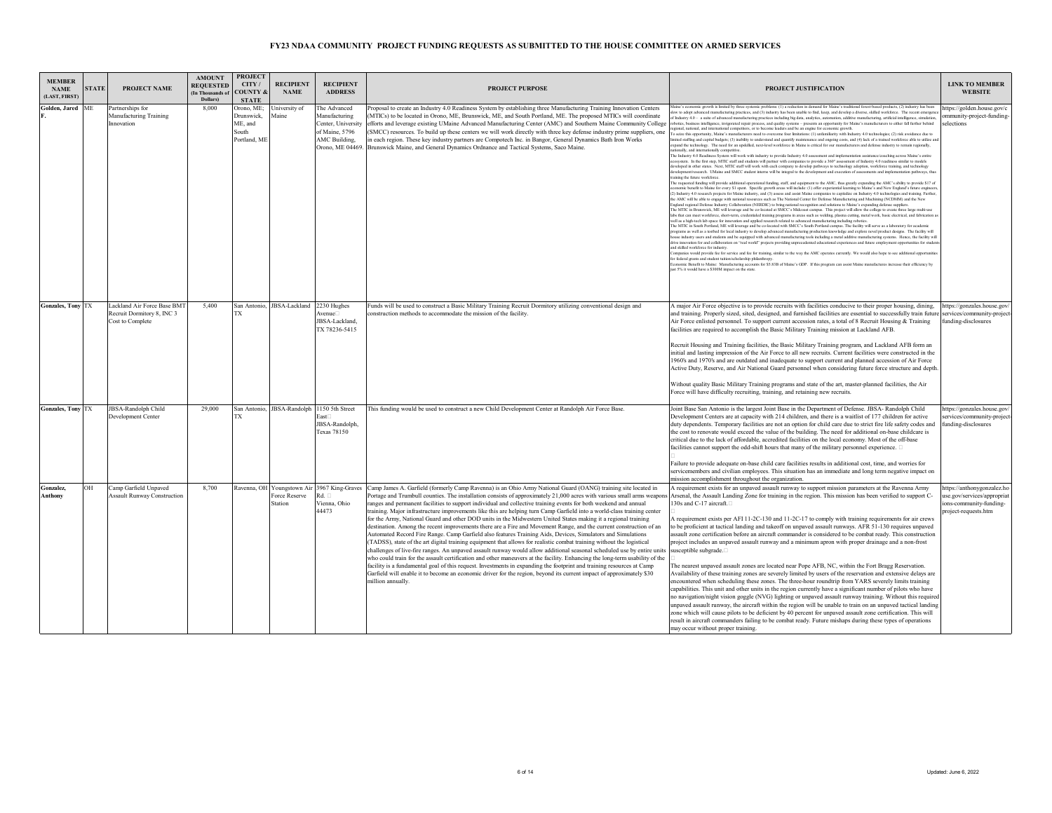# FY23 NDAA COMMUNITY PROJECT FUNDING REQUESTS AS SUBMITTED TO THE HOUSE COMMITTEE ON ARMED SERVICES

| MEMBER NAME (LAST, FIRST) | STATE | PROJECT NAME | AMOUNT REQUESTED (In Thousands of Dollars) | PROJECT CITY / COUNTY & STATE | RECIPIENT NAME | RECIPIENT ADDRESS | PROJECT PURPOSE | PROJECT JUSTIFICATION | LINK TO MEMBER WEBSITE |
|---|---|---|---|---|---|---|---|---|---|
| Golden, Jared F. | ME | Partnerships for Manufacturing Training Innovation | 8,000 | Orono, ME; Brunswick, ME, and South Portland, ME | University of Maine | The Advanced Manufacturing Center, University of Maine, 5796 AMC Building, Orono, ME 04469. | Proposal to create an Industry 4.0 Readiness System by establishing three Manufacturing Training Innovation Centers (MTICs) to be located in Orono, ME, Brunswick, ME, and South Portland, ME. The proposed MTICs will coordinate efforts and leverage existing UMaine Advanced Manufacturing Center (AMC) and Southern Maine Community College (SMCC) resources. To build up these centers we will work directly with three key defense industry prime suppliers, one in each region. These key industry partners are Compotech Inc. in Bangor, General Dynamics Bath Iron Works Brunswick Maine, and General Dynamics Ordnance and Tactical Systems, Saco Maine. | Maine's economic growth is limited by three systemic problems: (1) a reduction in demand for Maine's traditional forest-based products, (2) industry has been slow to adopt advanced manufacturing practices, and (3) industry has been unable to find, keep, and develop a diverse, skilled workforce. The recent emergence of Industry 4.0 – a suite of advanced manufacturing practices including big data, analytics, automation, additive manufacturing, artificial intelligence, simulation, robotics, business intelligence, invigorated repair process, and quality systems – presents an opportunity for Maine's manufacturers to either fall further behind regional, national, and international competitors, or to become leaders and be an engine for economic growth.<br>To seize this opportunity, Maine's manufacturers need to overcome four limitations: (1) unfamiliarity with Industry 4.0 technologies; (2) risk avoidance due to limited staffing and capital budgets; (3) inability to understand and quantify maintenance and ongoing costs, and (4) lack of a trained workforce able to utilize and expand the technology. The need for an upskilled, next-level workforce in Maine is critical for our manufacturers and defense industry to remain regionally, nationally, and internationally competitive.<br>The Industry 4.0 Readiness System will work with industry to provide Industry 4.0 assessment and implementation assistance/coaching across Maine's entire ecosystem. In the first step, MTIC staff and students will partner with companies to provide a 360° assessment of Industry 4.0 readiness similar to models developed in other states. Next, MTIC staff will work with each company to develop pathways to technology adoption, workforce training, and technology development/research. UMaine and SMCC student interns will be integral to the development and execution of assessments and implementation pathways, thus training the future workforce.<br>The requested funding will provide additional operational funding, staff, and equipment to the AMC, thus greatly expanding the AMC's ability to provide $17 of economic benefit to Maine for every $1 spent. Specific growth areas will include: (1) offer experiential learning to Maine's and New England's future engineers, (2) Industry 4.0 research projects for Maine industry, and (3) assess and assist Maine companies to capitalize on Industry 4.0 technologies and training. Further, the AMC will be able to engage with national resources such as The National Center for Defense Manufacturing and Machining (NCDMM) and the New England regional Defense Industry Collaboration (NERDIC) to bring national recognition and solutions to Maine's expanding defense suppliers.<br>The MTIC in Brunswick, ME will leverage and be co-located at SMCC's Midcoast campus. This project will allow the college to create three large multi-use labs that can meet workforce, short-term, credentialed training programs in areas such as welding, plasma cutting, metal work, basic electrical, and fabrication as well as a high-tech lab space for innovation and applied research related to advanced manufacturing including robotics.<br>The MTIC in South Portland, ME will leverage and be co-located with SMCC's South Portland campus. The facility will serve as a laboratory for academic programs as well as a testbed for local industry to develop advanced manufacturing production knowledge and explore novel product designs. The facility will house industry users and students and be equipped with advanced manufacturing tools including a metal additive manufacturing systems. Hence, the facility will drive innovation for and collaboration on "real world" projects providing unprecedented educational experiences and future employment opportunities for students and skilled workforce for industry.<br>Companies would provide fee for service and fee for training, similar to the way the AMC operates currently. We would also hope to see additional opportunities for federal grants and student tuition/scholarship philanthropy.<br>Economic Benefit to Maine: Manufacturing accounts for $5.83B of Maine's GDP. If this program can assist Maine manufactures increase their efficiency by just 5% it would have a $300M impact on the state. | https://golden.house.gov/community-project-funding-selections |
| Gonzales, Tony | TX | Lackland Air Force Base BMT Recruit Dormitory 8, INC 3 Cost to Complete | 5,400 | San Antonio, TX | JBSA-Lackland | 2230 Hughes Avenue JBSA-Lackland, TX 78236-5415 | Funds will be used to construct a Basic Military Training Recruit Dormitory utilizing conventional design and construction methods to accommodate the mission of the facility. | A major Air Force objective is to provide recruits with facilities conducive to their proper housing, dining, and training. Properly sized, sited, designed, and furnished facilities are essential to successfully train future Air Force enlisted personnel. To support current accession rates, a total of 8 Recruit Housing & Training facilities are required to accomplish the Basic Military Training mission at Lackland AFB.<br><br>Recruit Housing and Training facilities, the Basic Military Training program, and Lackland AFB form an initial and lasting impression of the Air Force to all new recruits. Current facilities were constructed in the 1960's and 1970's and are outdated and inadequate to support current and planned accession of Air Force Active Duty, Reserve, and Air National Guard personnel when considering future force structure and depth.<br><br>Without quality Basic Military Training programs and state of the art, master-planned facilities, the Air Force will have difficulty recruiting, training, and retaining new recruits. | https://gonzales.house.gov/services/community-project-funding-disclosures |
| Gonzales, Tony | TX | JBSA-Randolph Child Development Center | 29,000 | San Antonio, TX | JBSA-Randolph | 1150 5th Street East JBSA-Randolph, Texas 78150 | This funding would be used to construct a new Child Development Center at Randolph Air Force Base. | Joint Base San Antonio is the largest Joint Base in the Department of Defense. JBSA- Randolph Child Development Centers are at capacity with 214 children, and there is a waitlist of 177 children for active duty dependents. Temporary facilities are not an option for child care due to strict fire life safety codes and the cost to renovate would exceed the value of the building. The need for additional on-base childcare is critical due to the lack of affordable, accredited facilities on the local economy. Most of the off-base facilities cannot support the odd-shift hours that many of the military personnel experience.<br><br>Failure to provide adequate on-base child care facilities results in additional cost, time, and worries for servicemembers and civilian employees. This situation has an immediate and long term negative impact on mission accomplishment throughout the organization. | https://gonzales.house.gov/services/community-project-funding-disclosures |
| Gonzalez, Anthony | OH | Camp Garfield Unpaved Assault Runway Construction | 8,700 | Ravenna, OH | Youngstown Air Force Reserve Station | 3967 King-Graves Rd. Vienna, Ohio 44473 | Camp James A. Garfield (formerly Camp Ravenna) is an Ohio Army National Guard (OANG) training site located in Portage and Trumbull counties. The installation consists of approximately 21,000 acres with various small arms weapons ranges and permanent facilities to support individual and collective training events for both weekend and annual training. Major infrastructure improvements like this are helping turn Camp Garfield into a world-class training center for the Army, National Guard and other DOD units in the Midwestern United States making it a regional training destination. Among the recent improvements there are a Fire and Movement Range, and the current construction of an Automated Record Fire Range. Camp Garfield also features Training Aids, Devices, Simulators and Simulations (TADSS), state of the art digital training equipment that allows for realistic combat training without the logistical challenges of live-fire ranges. An unpaved assault runway would allow additional seasonal scheduled use by entire units who could train for the assault certification and other maneuvers at the facility. Enhancing the long-term usability of the facility is a fundamental goal of this request. Investments in expanding the footprint and training resources at Camp Garfield will enable it to become an economic driver for the region, beyond its current impact of approximately $30 million annually. | A requirement exists for an unpaved assault runway to support mission parameters at the Ravenna Army Arsenal, the Assault Landing Zone for training in the region. This mission has been verified to support C-130s and C-17 aircraft.<br><br>A requirement exists per AFI 11-2C-130 and 11-2C-17 to comply with training requirements for air crews to be proficient at tactical landing and takeoff on unpaved assault runways. AFR 51-130 requires unpaved assault zone certification before an aircraft commander is considered to be combat ready. This construction project includes an unpaved assault runway and a minimum apron with proper drainage and a non-frost susceptible subgrade.<br><br>The nearest unpaved assault zones are located near Pope AFB, NC, within the Fort Bragg Reservation. Availability of these training zones are severely limited by users of the reservation and extensive delays are encountered when scheduling these zones. The three-hour roundtrip from YARS severely limits training capabilities. This unit and other units in the region currently have a significant number of pilots who have no navigation/night vision goggle (NVG) lighting or unpaved assault runway training. Without this required unpaved assault runway, the aircraft within the region will be unable to train on an unpaved tactical landing zone which will cause pilots to be deficient by 40 percent for unpaved assault zone certification. This will result in aircraft commanders failing to be combat ready. Future mishaps during these types of operations may occur without proper training. | https://anthonygonzalez.house.gov/services/appropriations-community-funding-project-requests.htm |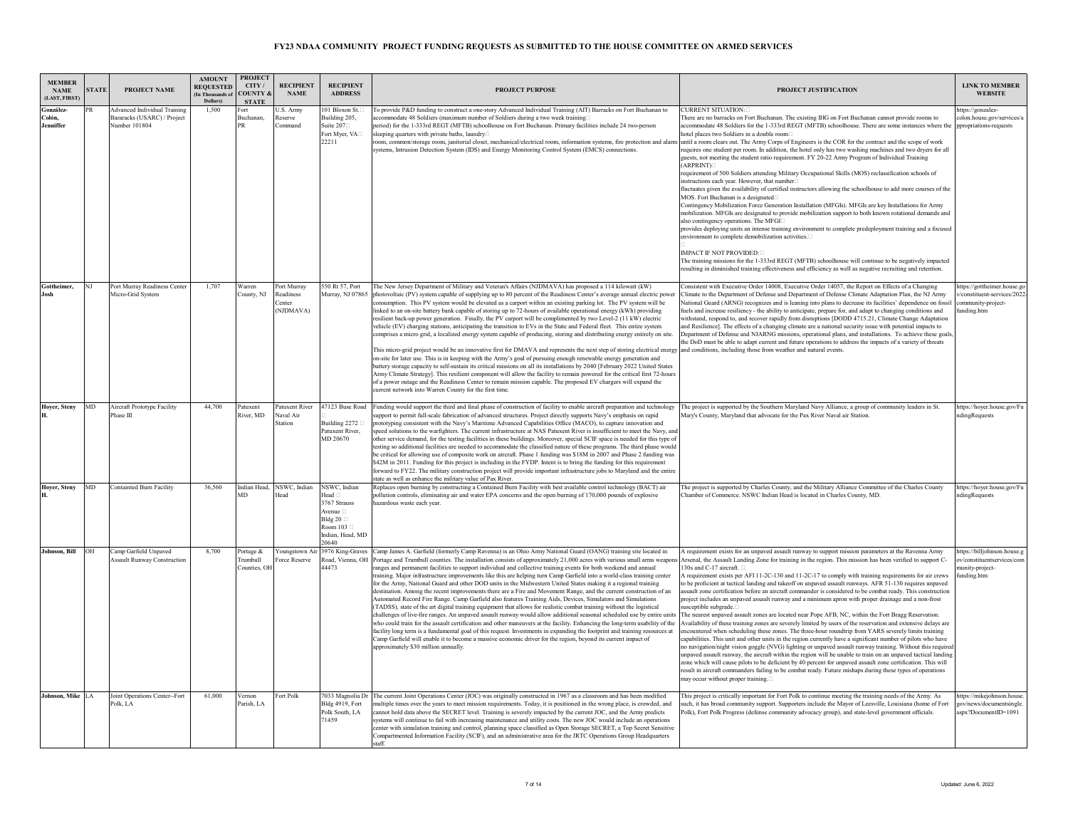# FY23 NDAA COMMUNITY PROJECT FUNDING REQUESTS AS SUBMITTED TO THE HOUSE COMMITTEE ON ARMED SERVICES

| MEMBER NAME (LAST, FIRST) | STATE | PROJECT NAME | AMOUNT REQUESTED (In Thousands of Dollars) | PROJECT CITY / COUNTY & STATE | RECIPIENT NAME | RECIPIENT ADDRESS | PROJECT PURPOSE | PROJECT JUSTIFICATION | LINK TO MEMBER WEBSITE |
|---|---|---|---|---|---|---|---|---|---|
| González-Colón, Jenniffer | PR | Advanced Individual Training Bararacks (USARC) / Project Number 101804 | 1,500 | Fort Buchanan, PR | U.S. Army Reserve Command | 101 Bloxon St. Building 205, Suite 207 Fort Myer, VA 22211 | To provide P&D funding to construct a one-story Advanced Individual Training (AIT) Barracks on Fort Buchanan to accommodate 48 Soldiers (maximum number of Soldiers during a two week training period) for the 1-333rd REGT (MFTB) schoolhouse on Fort Buchanan. Primary facilities include 24 two-person sleeping quarters with private baths, laundry room, common/storage room, janitorial closet, mechanical/electrical room, information systems, fire protection and alarm systems, Intrusion Detection System (IDS) and Energy Monitoring Control System (EMCS) connections. | CURRENT SITUATION: There are no barracks on Fort Buchanan. The existing IHG on Fort Buchanan cannot provide rooms to accommodate 48 Soldiers for the 1-333rd REGT (MFTB) schoolhouse. There are some instances where the hotel places two Soldiers in a double room until a room clears out. The Army Corps of Engineers is the COR for the contract and the scope of work requires one student per room. In addition, the hotel only has two washing machines and two dryers for all guests, not meeting the student ratio requirement. FY 20-22 Army Program of Individual Training (ARPRINT) requirement of 500 Soldiers attending Military Occupational Skills (MOS) reclassification schools of instructions each year. However, that number fluctuates given the availability of certified instructors allowing the schoolhouse to add more courses of the MOS. Fort Buchanan is a designated Contingency Mobilization Force Generation Installation (MFGIs). MFGIs are key Installations for Army mobilization. MFGIs are designated to provide mobilization support to both known rotational demands and also contingency operations. The MFGI provides deploying units an intense training environment to complete predeployment training and a focused environment to complete demobilization activities.<br><br>IMPACT IF NOT PROVIDED: The training missions for the 1-333rd REGT (MFTB) schoolhouse will continue to be negatively impacted resulting in diminished training effectiveness and efficiency as well as negative recruiting and retention. | https://gonzalez-colon.house.gov/services/appropriations-requests |
| Gottheimer, Josh | NJ | Port Murray Readiness Center Micro-Grid System | 1,707 | Warren County, NJ | Port Murray Readiness Center (NJDMAVA) | 550 Rt 57, Port Murray, NJ 07865 | The New Jersey Department of Military and Veteran's Affairs (NJDMAVA) has proposed a 114 kilowatt (kW) photovoltaic (PV) system capable of supplying up to 80 percent of the Readiness Center's average annual electric power consumption. This PV system would be elevated as a carport within an existing parking lot. The PV system will be linked to an on-site battery bank capable of storing up to 72-hours of available operational energy (kWh) providing resilient back-up power generation. Finally, the PV carport will be complimented by two Level-2 (11 kW) electric vehicle (EV) charging stations, anticipating the transition to EVs in the State and Federal fleet. This entire system comprises a micro grid, a localized energy system capable of producing, storing and distributing energy entirely on site.<br><br>This micro-grid project would be an innovative first for DMAVA and represents the next step of storing electrical energy on-site for later use. This is in keeping with the Army's goal of pursuing enough renewable energy generation and battery storage capacity to self-sustain its critical missions on all its installations by 2040 [February 2022 United States Army Climate Strategy]. This resilient component will allow the facility to remain powered for the critical first 72-hours of a power outage and the Readiness Center to remain mission capable. The proposed EV chargers will expand the current network into Warren County for the first time. | Consistent with Executive Order 14008, Executive Order 14057, the Report on Effects of a Changing Climate to the Department of Defense and Department of Defense Climate Adaptation Plan, the NJ Army National Guard (ARNG) recognizes and is leaning into plans to decrease its facilities' dependence on fossil fuels and increase resiliency - the ability to anticipate, prepare for, and adapt to changing conditions and withstand, respond to, and recover rapidly from disruptions [DODD 4715.21, Climate Change Adaptation and Resilience]. The effects of a changing climate are a national security issue with potential impacts to Department of Defense and NJARNG missions, operational plans, and installations. To achieve these goals, the DoD must be able to adapt current and future operations to address the impacts of a variety of threats and conditions, including those from weather and natural events. | https://gottheimer.house.gov/constituent-services/2022-community-project-funding.htm |
| Hoyer, Steny H. | MD | Aircraft Prototype Facility Phase III | 44,700 | Patuxent River, MD | Patuxent River Naval Air Station | 47123 Buse Road Building 2272 Patuxent River, MD 20670 | Funding would support the third and final phase of construction of facility to enable aircraft preparation and technology support to permit full-scale fabrication of advanced structures. Project directly supports Navy's emphasis on rapid prototyping consistent with the Navy's Maritime Advanced Capabilities Office (MACO), to capture innovation and speed solutions to the warfighters. The current infrastructure at NAS Patuxent River is insufficient to meet the Navy, and other service demand, for the testing facilities in these buildings. Moreover, special SCIF space is needed for this type of testing so additional facilities are needed to accommodate the classified nature of these programs. The third phase would be critical for allowing use of composite work on aircraft. Phase 1 funding was $18M in 2007 and Phase 2 funding was $42M in 2011. Funding for this project is including in the FYDP. Intent is to bring the funding for this requirement forward to FY22. The military construction project will provide important infrastructure jobs to Maryland and the entire state as well as enhance the military value of Pax River. | The project is supported by the Southern Maryland Navy Alliance, a group of community leaders in St. Mary's County, Maryland that advocate for the Pax River Naval air Station. | https://hoyer.house.gov/FundingRequests |
| Hoyer, Steny H. | MD | Containted Burn Facility | 36,560 | Indian Head, MD | NSWC, Indian Head | NSWC, Indian Head 3767 Strauss Avenue Bldg 20 Room 103 Indian, Head, MD 20640 | Replaces open burning by constructing a Contained Burn Facility with best available control technology (BACT) air pollution controls, eliminating air and water EPA concerns and the open burning of 170,000 pounds of explosive hazardous waste each year. | The project is supported by Charles County, and the Military Alliance Committee of the Charles County Chamber of Commerce. NSWC Indian Head is located in Charles County, MD. | https://hoyer.house.gov/FundingRequests |
| Johnson, Bill | OH | Camp Garfield Unpaved Assault Runway Construction | 8,700 | Portage & Trumbull Counties, OH | Youngstown Air Force Reserve | 3976 King-Graves Road, Vienna, OH 44473 | Camp James A. Garfield (formerly Camp Ravenna) is an Ohio Army National Guard (OANG) training site located in Portage and Trumbull counties. The installation consists of approximately 21,000 acres with various small arms weapons ranges and permanent facilities to support individual and collective training events for both weekend and annual training. Major infrastructure improvements like this are helping turn Camp Garfield into a world-class training center for the Army, National Guard and other DOD units in the Midwestern United States making it a regional training destination. Among the recent improvements there are a Fire and Movement Range, and the current construction of an Automated Record Fire Range. Camp Garfield also features Training Aids, Devices, Simulators and Simulations (TADSS), state of the art digital training equipment that allows for realistic combat training without the logistical challenges of live-fire ranges. An unpaved assault runway would allow additional seasonal scheduled use by entire units who could train for the assault certification and other maneuvers at the facility. Enhancing the long-term usability of the facility long term is a fundamental goal of this request. Investments in expanding the footprint and training resources at Camp Garfield will enable it to become a massive economic driver for the region, beyond its current impact of approximately $30 million annually. | A requirement exists for an unpaved assault runway to support mission parameters at the Ravenna Army Arsenal, the Assault Landing Zone for training in the region. This mission has been verified to support C-130s and C-17 aircraft.<br>A requirement exists per AFI 11-2C-130 and 11-2C-17 to comply with training requirements for air crews to be proficient at tactical landing and takeoff on unpaved assault runways. AFR 51-130 requires unpaved assault zone certification before an aircraft commander is considered to be combat ready. This construction project includes an unpaved assault runway and a minimum apron with proper drainage and a non-frost susceptible subgrade.<br>The nearest unpaved assault zones are located near Pope AFB, NC, within the Fort Bragg Reservation. Availability of these training zones are severely limited by users of the reservation and extensive delays are encountered when scheduling these zones. The three-hour roundtrip from YARS severely limits training capabilities. This unit and other units in the region currently have a significant number of pilots who have no navigation/night vision goggle (NVG) lighting or unpaved assault runway training. Without this required unpaved assault runway, the aircraft within the region will be unable to train on an unpaved tactical landing zone which will cause pilots to be deficient by 40 percent for unpaved assault zone certification. This will result in aircraft commanders failing to be combat ready. Future mishaps during these types of operations may occur without proper training. | https://billjohnson.house.gov/constituentservices/community-project-funding.htm |
| Johnson, Mike | LA | Joint Operations Center--Fort Polk, LA | 61,000 | Vernon Parish, LA | Fort Polk | 7033 Magnolia Dr Bldg 4919, Fort Polk South, LA 71459 | The current Joint Operations Center (JOC) was originally constructed in 1967 as a classroom and has been modified multiple times over the years to meet mission requirements. Today, it is positioned in the wrong place, is crowded, and cannot hold data above the SECRET level. Training is severely impacted by the current JOC, and the Army predicts systems will continue to fail with increasing maintenance and utility costs. The new JOC would include an operations center with simulation training and control, planning space classified as Open Storage SECRET, a Top Secret Sensitive Compartmented Information Facility (SCIF), and an administrative area for the JRTC Operations Group Headquarters staff. | This project is critically important for Fort Polk to continue meeting the training needs of the Army. As such, it has broad community support. Supporters include the Mayor of Leesville, Louisiana (home of Fort Polk), Fort Polk Progress (defense community advocacy group), and state-level government officials. | https://mikejohnson.house.gov/news/documentsingle.aspx?DocumentID=1091 |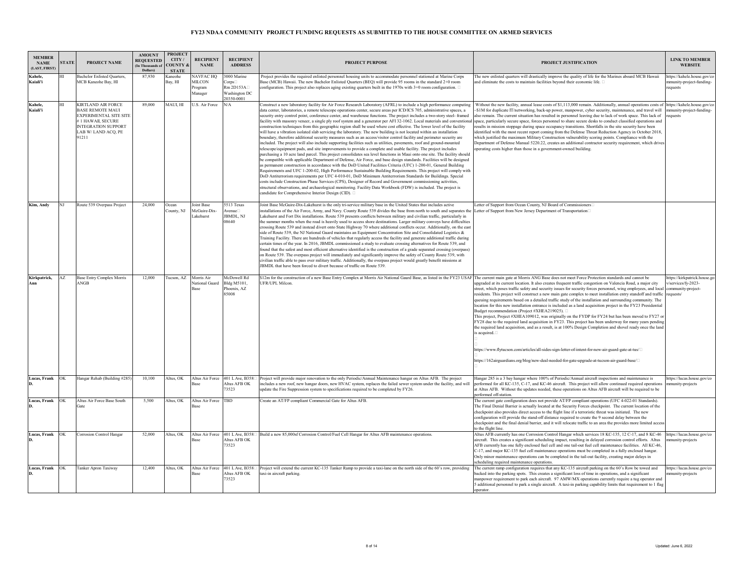# FY23 NDAA COMMUNITY PROJECT FUNDING REQUESTS AS SUBMITTED TO THE HOUSE COMMITTEE ON ARMED SERVICES

| MEMBER NAME (LAST, FIRST) | STATE | PROJECT NAME | AMOUNT REQUESTED (In Thousands of Dollars) | PROJECT CITY / COUNTY & STATE | RECIPIENT NAME | RECIPIENT ADDRESS | PROJECT PURPOSE | PROJECT JUSTIFICATION | LINK TO MEMBER WEBSITE |
|---|---|---|---|---|---|---|---|---|---|
| Kahele, Kaiali'i | HI | Bachelor Enlisted Quarters, MCB Kaneohe Bay, HI | 87,930 | Kaneohe Bay, HI | NAVFAC HQ MILCON Program Manager | 3000 Marine Corps Rm 2D153A Washington DC 20350-0001 | Project provides the required enlisted personnel housing units to accommodate personnel stationed at Marine Corps Base (MCB) Hawaii. The new Bachelor Enlisted Quarters (BEQ) will provide 95 rooms in the standard 2+0 room configuration. This project also replaces aging existing quarters built in the 1970s with 3+0 room configuration. | The new enlisted quarters will drastically improve the quality of life for the Marines aboard MCB Hawaii and eliminate the costs to maintain facilities beyond their economic life. | https://kahele.house.gov/community-project-funding-requests |
| Kahele, Kaiali'i | HI | KIRTLAND AIR FORCE BASE REMOTE MAUI EXPERIMENTAL SITE SITE # 1 HAWAII, SECURE INTEGRATION SUPPORT LAB W/ LAND ACQ, PE 91211 | 89,000 | MAUI, HI | U.S. Air Force | N/A | Construct a new laboratory facility for Air Force Research Laboratory (AFRL) to include a high performance computing data center, laboratories, a remote telescope operations center, secure areas per ICD/ICS 705, administrative spaces, a security entry control point, conference center, and warehouse functions. The project includes a two-story steel- framed facility with masonry veneer, a single ply roof system and a generator per AFI 32-1062. Local materials and conventional construction techniques from this geographic region shall be used where cost effective. The lower level of the facility will have a vibration isolated slab servicing the laboratory. The new building is not located within an installation boundary, therefore additional security measures such as an access/visitor control facility and perimeter security are included. The project will also include supporting facilities such as utilities, pavements, roof and ground-mounted telescope/equipment pads, and site improvements to provide a complete and usable facility. The project includes purchasing a 10 acre land parcel. This project consolidates sea level functions in Maui onto one site. The facility should be compatible with applicable Department of Defense, Air Force, and base design standards. Facilities will be designed as permanent construction in accordance with the DoD United Facilities Criteria (UFC) 1-200-01, General Building Requirements and UFC 1-200-02, High Performance Sustainable Building Requirements. This project will comply with DoD Antiterrorism requirements per UFC 4-010-01, DoD Minimum Antiterrorism Standards for Buildings. Special costs include Construction Phase Services (CPS), Designer of Record and Government commissioning activities, structural observations, and archaeological monitoring. Facility Data Workbook (FDW) is included. The project is candidate for Comprehensive Interior Design (CID). | Without the new facility, annual lease costs of $1,113,000 remain. Additionally, annual operations costs of ~$1M for duplicate IT/networking, back-up power, manpower, cyber security, maintenance, and travel will also remain. The current situation has resulted in personnel leaving due to lack of work space. This lack of space, particularly secure space, forces personnel to share secure desks to conduct classified operations and results in mission stoppage during space occupancy transitions. Shortfalls in the site security have been identified with the most recent report coming from the Defense Threat Reduction Agency in October 2018, which justified the maximum Military Construction vulnerability scoring points. Compliance with the Department of Defense Manual 5220.22, creates an additional contractor security requirement, which drives operating costs higher than those in a government-owned building. | https://kahele.house.gov/community-project-funding-requests |
| Kim, Andy | NJ | Route 539 Overpass Project | 24,000 | Ocean County, NJ | Joint Base McGuire-Dix-Lakehurst | 5513 Texas Avenue JBMDL, NJ 08640 | Joint Base McGuire-Dix-Lakehurst is the only tri-service military base in the United States that includes active installations of the Air Force, Army, and Navy. County Route 539 divides the base from north to south and separates the Lakehurst and Fort Dix installations. Route 539 presents conflicts between military and civilian traffic, particularly in the summer months when the road is heavily used to access shore destinations. Larger military convoys have difficulties crossing Route 539 and instead divert onto State Highway 70 where additional conflicts occur. Additionally, on the east side of Route 539, the NJ National Guard maintains an Equipment Concentration Site and Consolidated Logistics & Training Facility. There are hundreds of vehicles that regularly access the facility and generate additional traffic during certain times of the year. In 2016, JBMDL commissioned a study to evaluate crossing alternatives for Route 539, and found that the safest and most efficient alternative identified is the construction of a grade separated crossing (overpass) on Route 539. The overpass project will immediately and significantly improve the safety of County Route 539, with civilian traffic able to pass over military traffic. Additionally, the overpass project would greatly benefit missions at JBMDL that have been forced to divert because of traffic on Route 539. | Letter of Support from Ocean County, NJ Board of Commissioners<br>Letter of Support from New Jersey Department of Transportation | |
| Kirkpatrick, Ann | AZ | Base Entry Complex Morris ANGB | 12,000 | Tucson, AZ | Morris Air National Guard Base | McDowell Rd Bldg M5101, Phoenix, AZ 85008 | $12m for the construction of a new Base Entry Complex at Morris Air National Gaurd Base, as listed in the FY23 USAF UFR/UPL Milcon. | The current main gate at Morris ANG Base does not meet Force Protection standards and cannot be upgraded at its current location. It also creates frequent traffic congestion on Valencia Road, a major city street, which poses traffic safety and security issues for security forces personnel, wing employees, and local residents. This project will construct a new main gate complex to meet installation entry standoff and traffic queuing requirements based on a detailed traffic study of the installation and surrounding community. The location for this new installation entrance is included as a land acquisition project in the FY23 Presidential Budget recommendation (Project #XHEA219025).<br>This project, Project #XHEA109012, was originally on the FYDP for FY24 but has been moved to FY27 or FY28 due to the required land acquisition in FY23. This project has been underway for many years pending the required land acquisition, and as a result, is at 100% Design Completion and shovel ready once the land is acquired.<br>https://www.flytucson.com/articles/all-sides-sign-letter-of-intent-for-new-air-guard-gate-at-tus/<br>https://162airguardians.org/blog/new-deal-needed-for-gate-upgrade-at-tucson-air-guard-base/ | https://kirkpatrick.house.gov/services/fy-2023-community-project-requests/ |
| Lucas, Frank D. | OK | Hangar Rehab (Building #285) | 10,100 | Altus, OK | Altus Air Force Base | 401 L Ave, B358 Altus AFB OK 73523 | Project will provide major renovation to the only Periodic/Annual Maintenance hangar on Altus AFB. The project includes a new roof, new hangar doors, new HVAC system, replaces the failed sewer system under the facility, and will update the Fire Suppression system to specifications required to be completed by FY26. | Hangar 285 is a 3 bay hangar where 100% of Periodic/Annual aircraft inspections and maintenance is performed for all KC-135, C-17, and KC-46 aircraft. This project will allow continued required operations at Altus AFB. Without the updates needed, these operations on Altus AFB aircraft will be required to be performed off-station. | https://lucas.house.gov/community-projects |
| Lucas, Frank D. | OK | Altus Air Force Base South Gate | 5,500 | Altus, OK | Altus Air Force Base | TBD | Create an AT/FP compliant Commercial Gate for Altus AFB. | The current gate configuration does not provide AT/FP compliant operations (UFC 4-022-01 Standards). The Final Denial Barrier is actually located at the Security Forces checkpoint. The current location of the checkpoint also provides direct access to the flight line if a terroristic threat was initiated. The new configuration will provide the stand-off distance required to create the 9 second delay between the checkpoint and the final denial barrier, and it will relocate traffic to an area the provides more limited access to the flight line. | |
| Lucas, Frank D. | OK | Corrosion Control Hangar | 52,000 | Altus, OK | Altus Air Force Base | 401 L Ave, B358 Altus AFB OK 73523 | Build a new 85,000sf Corrosion Control/Fuel Cell Hangar for Altus AFB maintenance operations. | Altus AFB currently has one Corrosion Control Hangar which services 18 KC-135, 12 C-17, and 8 KC-46 aircraft. This creates a significant scheduling impact, resulting in delayed corrosion control efforts. Altus AFB currently has one fully enclosed fuel cell and one tail-out fuel cell maintenance facilities. All KC-46, C-17, and major KC-135 fuel cell maintenance operations must be completed in a fully enclosed hangar. Only minor maintenance operations can be completed in the tail-out facility, creating major delays in scheduling required maintenance operations. | https://lucas.house.gov/community-projects |
| Lucas, Frank D. | OK | Tanker Apron Taxiway | 12,400 | Altus, OK | Altus Air Force Base | 401 L Ave, B358 Altus AFB OK 73523 | Project will extend the current KC-135 Tanker Ramp to provide a taxi-lane on the north side of the 60's row, providing taxi-in aircraft parking. | The current ramp configuration requires that any KC-135 aircraft parking on the 60's Row be towed and backed into the parking spots. This creates a significant loss of time in operations, and a significant manpower requirement to park each aircraft. 97 AMW/MX operations currently require a tug operator and 5 additional personnel to park a single aircraft. A taxi-in parking capability limits that requirement to 1 flag operator. | https://lucas.house.gov/community-projects |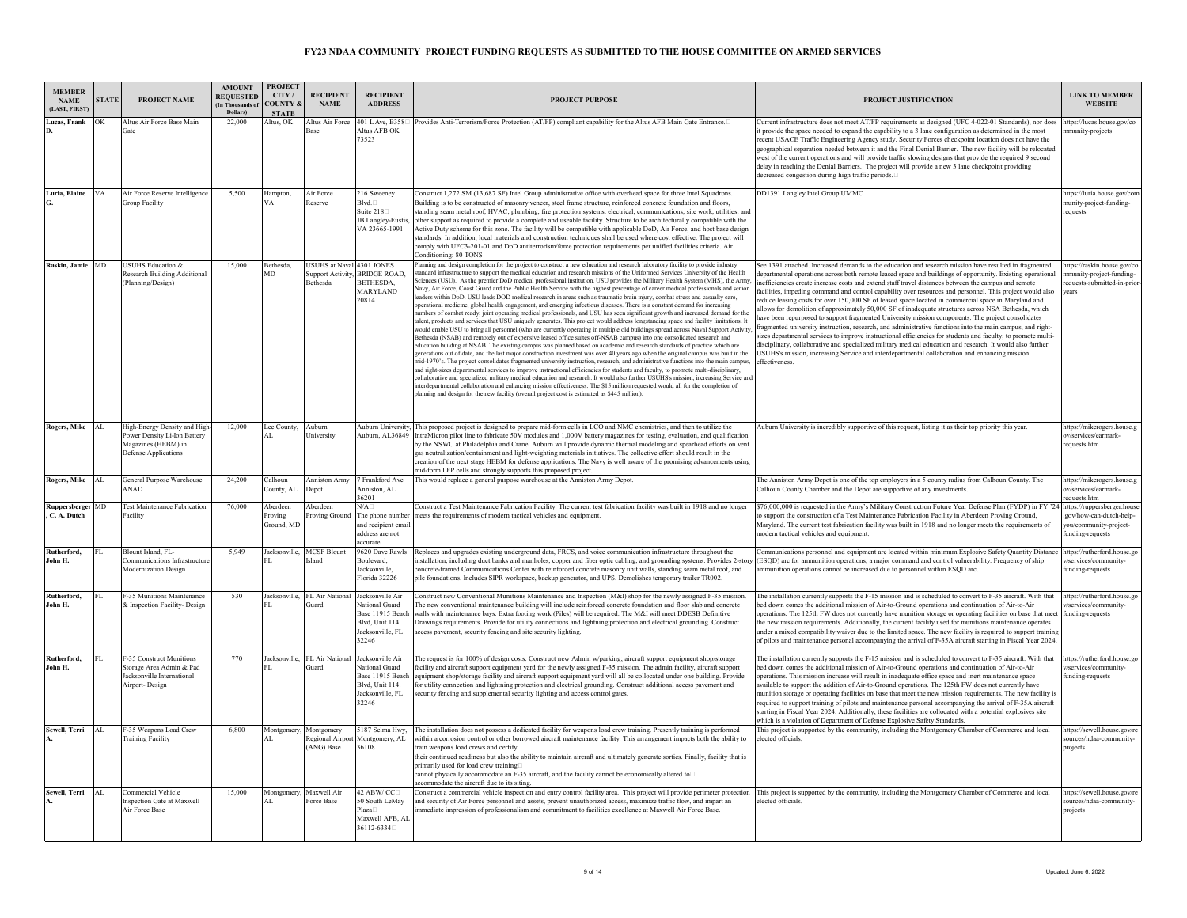# FY23 NDAA COMMUNITY PROJECT FUNDING REQUESTS AS SUBMITTED TO THE HOUSE COMMITTEE ON ARMED SERVICES

| MEMBER NAME (LAST, FIRST) | STATE | PROJECT NAME | AMOUNT REQUESTED (In Thousands of Dollars) | PROJECT CITY / COUNTY & STATE | RECIPIENT NAME | RECIPIENT ADDRESS | PROJECT PURPOSE | PROJECT JUSTIFICATION | LINK TO MEMBER WEBSITE |
|---|---|---|---|---|---|---|---|---|---|
| Lucas, Frank D. | OK | Altus Air Force Base Main Gate | 22,000 | Altus, OK | Altus Air Force Base | 401 L Ave, B358 Altus AFB OK 73523 | Provides Anti-Terrorism/Force Protection (AT/FP) compliant capability for the Altus AFB Main Gate Entrance. | Current infrastructure does not meet AT/FP requirements as designed (UFC 4-022-01 Standards), nor does it provide the space needed to expand the capability to a 3 lane configuration as determined in the most recent USACE Traffic Engineering Agency study. Security Forces checkpoint location does not have the geographical separation needed between it and the Final Denial Barrier. The new facility will be relocated west of the current operations and will provide traffic slowing designs that provide the required 9 second delay in reaching the Denial Barriers. The project will provide a new 3 lane checkpoint providing decreased congestion during high traffic periods. | https://lucas.house.gov/community-projects |
| Luria, Elaine G. | VA | Air Force Reserve Intelligence Group Facility | 5,500 | Hampton, VA | Air Force Reserve | 216 Sweeney Blvd. Suite 218 JB Langley-Eustis, VA 23665-1991 | Construct 1,272 SM (13,687 SF) Intel Group administrative office with overhead space for three Intel Squadrons. Building is to be constructed of masonry veneer, steel frame structure, reinforced concrete foundation and floors, standing seam metal roof, HVAC, plumbing, fire protection systems, electrical, communications, site work, utilities, and other support as required to provide a complete and useable facility. Structure to be architecturally compatible with the Active Duty scheme for this zone. The facility will be compatible with applicable DoD, Air Force, and host base design standards. In addition, local materials and construction techniques shall be used where cost effective. The project will comply with UFC3-201-01 and DoD antiterrorism/force protection requirements per unified facilities criteria. Air Conditioning: 80 TONS | DD1391 Langley Intel Group UMMC | https://luria.house.gov/community-project-funding-requests |
| Raskin, Jamie | MD | USUHS Education & Research Building Additional (Planning/Design) | 15,000 | Bethesda, MD | USUHS at Naval Support Activity, Bethesda | 4301 JONES BRIDGE ROAD, BETHESDA, MARYLAND 20814 | Planning and design completion for the project to construct a new education and research laboratory facility to provide industry standard infrastructure to support the medical education and research missions of the Uniformed Services University of the Health Sciences (USU). As the premier DoD medical professional institution, USU provides the Military Health System (MHS), the Army, Navy, Air Force, Coast Guard and the Public Health Service with the highest percentage of career medical professionals and senior leaders within DoD. USU leads DOD medical research in areas such as traumatic brain injury, combat stress and casualty care, operational medicine, global health engagement, and emerging infectious diseases. There is a constant demand for increasing numbers of combat ready, joint operating medical professionals, and USU has seen significant growth and increased demand for the talent, products and services that USU uniquely generates. This project would address longstanding space and facility limitations. It would enable USU to bring all personnel (who are currently operating in multiple old buildings spread across Naval Support Activity, Bethesda (NSAB) and remotely out of expensive leased office suites off-NSAB campus) into one consolidated research and education building at NSAB. The existing campus was planned based on academic and research standards of practice which are generations out of date, and the last major construction investment was over 40 years ago when the original campus was built in the mid-1970's. The project consolidates fragmented university instruction, research, and administrative functions into the main campus, and right-sizes departmental services to improve instructional efficiencies for students and faculty, to promote multi-disciplinary, collaborative and specialized military medical education and research. It would also further USUHS's mission, increasing Service and interdepartmental collaboration and enhancing mission effectiveness. The $15 million requested would all for the completion of planning and design for the new facility (overall project cost is estimated as $445 million). | See 1391 attached. Increased demands to the education and research mission have resulted in fragmented departmental operations across both remote leased space and buildings of opportunity. Existing operational inefficiencies create increase costs and extend staff travel distances between the campus and remote facilities, impeding command and control capability over resources and personnel. This project would also reduce leasing costs for over 150,000 SF of leased space located in commercial space in Maryland and allows for demolition of approximately 50,000 SF of inadequate structures across NSA Bethesda, which have been repurposed to support fragmented University mission components. The project consolidates fragmented university instruction, research, and administrative functions into the main campus, and right-sizes departmental services to improve instructional efficiencies for students and faculty, to promote multi-disciplinary, collaborative and specialized military medical education and research. It would also further USUHS's mission, increasing Service and interdepartmental collaboration and enhancing mission effectiveness. | https://raskin.house.gov/community-project-funding-requests-submitted-in-prior-years |
| Rogers, Mike | AL | High-Energy Density and High-Power Density Li-Ion Battery Magazines (HEBM) in Defense Applications | 12,000 | Lee County, AL | Auburn University | Auburn University, Auburn, AL36849 | This proposed project is designed to prepare mid-form cells in LCO and NMC chemistries, and then to utilize the IntraMicron pilot line to fabricate 50V modules and 1,000V battery magazines for testing, evaluation, and qualification by the NSWC at Philadelphia and Crane. Auburn will provide dynamic thermal modeling and spearhead efforts on vent gas neutralization/containment and light-weighting materials initiatives. The collective effort should result in the creation of the next stage HEBM for defense applications. The Navy is well aware of the promising advancements using mid-form LFP cells and strongly supports this proposed project. | Auburn University is incredibly supportive of this request, listing it as their top priority this year. | https://mikerogers.house.gov/services/earmark-requests.htm |
| Rogers, Mike | AL | General Purpose Warehouse ANAD | 24,200 | Calhoun County, AL | Anniston Army Depot | 7 Frankford Ave Anniston, AL 36201 | This would replace a general purpose warehouse at the Anniston Army Depot. | The Anniston Army Depot is one of the top employers in a 5 county radius from Calhoun County. The Calhoun County Chamber and the Depot are supportive of any investments. | https://mikerogers.house.gov/services/earmark-requests.htm |
| Ruppersberger, C. A. Dutch | MD | Test Maintenance Fabrication Facility | 76,000 | Aberdeen Proving Ground, MD | Aberdeen Proving Ground | N/A The phone number and recipient email address are not accurate. | Construct a Test Maintenance Fabrication Facility. The current test fabrication facility was built in 1918 and no longer meets the requirements of modern tactical vehicles and equipment. | $76,000,000 is requested in the Army's Military Construction Future Year Defense Plan (FYDP) in FY '24 to support the construction of a Test Maintenance Fabrication Facility in Aberdeen Proving Ground, Maryland. The current test fabrication facility was built in 1918 and no longer meets the requirements of modern tactical vehicles and equipment. | https://ruppersberger.house.gov/how-can-dutch-help-you/community-project-funding-requests |
| Rutherford, John H. | FL | Blount Island, FL-Communications Infrastructure Modernization Design | 5,949 | Jacksonville, FL | MCSF Blount Island | 9620 Dave Rawls Boulevard, Jacksonville, Florida 32226 | Replaces and upgrades existing underground data, FRCS, and voice communication infrastructure throughout the installation, including duct banks and manholes, copper and fiber optic cabling, and grounding systems. Provides 2-story concrete-framed Communications Center with reinforced concrete masonry unit walls, standing seam metal roof, and pile foundations. Includes SIPR workspace, backup generator, and UPS. Demolishes temporary trailer TR002. | Communications personnel and equipment are located within minimum Explosive Safety Quantity Distance (ESQD) arc for ammunition operations, a major command and control vulnerability. Frequency of ship ammunition operations cannot be increased due to personnel within ESQD arc. | https://rutherford.house.gov/services/community-funding-requests |
| Rutherford, John H. | FL | F-35 Munitions Maintenance & Inspection Facility- Design | 530 | Jacksonville, FL | FL Air National Guard | Jacksonville Air National Guard Base 11915 Beach Blvd, Unit 114. Jacksonville, FL 32246 | Construct new Conventional Munitions Maintenance and Inspection (M&I) shop for the newly assigned F-35 mission. The new conventional maintenance building will include reinforce concrete foundation and floor slab and concrete walls with maintenance bays. Extra footing work (Piles) will be required. The M&I will meet DDESB Definitive Drawings requirements. Provide for utility connections and lightning protection and electrical grounding. Construct access pavement, security fencing and site security lighting. | The installation currently supports the F-15 mission and is scheduled to convert to F-35 aircraft. With that bed down comes the additional mission of Air-to-Ground operations and continuation of Air-to-Air operations. The 125th FW does not currently have munition storage or operating facilities on base that meet the new mission requirements. Additionally, the current facility used for munitions maintenance operates under a mixed compatibility waiver due to the limited space. The new facility is required to support training of pilots and maintenance personal accompanying the arrival of F-35A aircraft starting in Fiscal Year 2024. | https://rutherford.house.gov/services/community-funding-requests |
| Rutherford, John H. | FL | F-35 Construct Munitions Storage Area Admin & Pad Jacksonville International Airport- Design | 770 | Jacksonville, FL | FL Air National Guard | Jacksonville Air National Guard Base 11915 Beach Blvd, Unit 114. Jacksonville, FL 32246 | The request is for 100% of design costs. Construct new Admin w/parking; aircraft support equipment shop/storage facility and aircraft support equipment yard for the newly assigned F-35 mission. The admin facility, aircraft support equipment shop/storage facility and aircraft support equipment yard will all be collocated under one building. Provide for utility connection and lightning protection and electrical grounding. Construct additional access pavement and security fencing and supplemental security lighting and access control gates. | The installation currently supports the F-15 mission and is scheduled to convert to F-35 aircraft. With that bed down comes the additional mission of Air-to-Ground operations and continuation of Air-to-Air operations. This mission increase will result in inadequate office space and inert maintenance space available to support the addition of Air-to-Ground operations. The 125th FW does not currently have munition storage or operating facilities on base that meet the new mission requirements. The new facility is required to support training of pilots and maintenance personal accompanying the arrival of F-35A aircraft starting in Fiscal Year 2024. Additionally, these facilities are collocated with a potential explosives site which is a violation of Department of Defense Explosive Safety Standards. | https://rutherford.house.gov/services/community-funding-requests |
| Sewell, Terri A. | AL | F-35 Weapons Load Crew Training Facility | 6,800 | Montgomery, AL | Montgomery Regional Airport (ANG) Base | 5187 Selma Hwy, Montgomery, AL 36108 | The installation does not possess a dedicated facility for weapons load crew training. Presently training is performed within a corrosion control or other borrowed aircraft maintenance facility. This arrangement impacts both the ability to train weapons load crews and certify their continued readiness but also the ability to maintain aircraft and ultimately generate sorties. Finally, facility that is primarily used for load crew training cannot physically accommodate an F-35 aircraft, and the facility cannot be economically altered to accommodate the aircraft due to its siting. | This project is supported by the community, including the Montgomery Chamber of Commerce and local elected officials. | https://sewell.house.gov/resources/ndaa-community-projects |
| Sewell, Terri A. | AL | Commercial Vehicle Inspection Gate at Maxwell Air Force Base | 15,000 | Montgomery, AL | Maxwell Air Force Base | 42 ABW/ CC 50 South LeMay Plaza Maxwell AFB, AL 36112-6334 | Construct a commercial vehicle inspection and entry control facility area. This project will provide perimeter protection and security of Air Force personnel and assets, prevent unauthorized access, maximize traffic flow, and impart an immediate impression of professionalism and commitment to facilities excellence at Maxwell Air Force Base. | This project is supported by the community, including the Montgomery Chamber of Commerce and local elected officials. | https://sewell.house.gov/resources/ndaa-community-projects |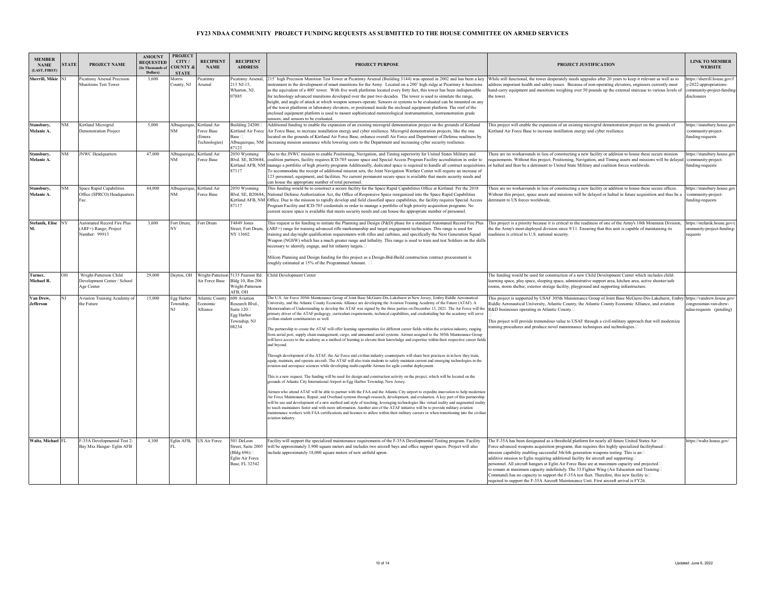# FY23 NDAA COMMUNITY PROJECT FUNDING REQUESTS AS SUBMITTED TO THE HOUSE COMMITTEE ON ARMED SERVICES

| MEMBER NAME (LAST, FIRST) | STATE | PROJECT NAME | AMOUNT REQUESTED (In Thousands of Dollars) | PROJECT CITY / COUNTY & STATE | RECIPIENT NAME | RECIPIENT ADDRESS | PROJECT PURPOSE | PROJECT JUSTIFICATION | LINK TO MEMBER WEBSITE |
|---|---|---|---|---|---|---|---|---|---|
| Sherrill, Mikie | NJ | Picatinny Arsenal Precision Munitions Test Tower | 3,600 | Morris County, NJ | Picatinny Arsenal | Picatinny Arsenal, 213 NJ-15, Wharton, NJ, 07885 | 215' high Precision Munition Test Tower at Picatinny Arsenal (Building 3144) was opened in 2002 and has been a key instrument in the development of smart munitions for the Army. Located on a 200' high ridge at Picatinny it functions as the equivalent of a 400' tower. With five work platforms located every forty feet, this tower has been indispensable for technology advanced munitions developed over the past two decades. The tower is used to simulate the range, height, and angle of attack at which weapon sensors operate. Sensors or systems to be evaluated can be mounted on any of the tower platforms or laboratory elevators, or positioned inside the enclosed equipment platform. The roof of the enclosed equipment platform is used to mount sophisticated meteorological instrumentation, instrumentation grade sensors, and sensors to be evaluated. | While still functional, the tower desperately needs upgrades after 20 years to keep it relevant as well as to address important health and safety issues. Because of non-operating elevators, engineers currently must hand-carry equipment and munitions weighing over 50 pounds up the external staircase to various levels of the tower. | https://sherrill.house.gov/fy-2022-appropriations-community-project-funding-disclosures |
| Stansbury, Melanie A. | NM | Kirtland Microgrid Demonstration Project | 5,000 | Albuquerque, NM | Kirtland Air Force Base (Emera Technologies) | Building 24200 Kirtland Air Force Base Albuquerque, NM 87123 | Additional funding to enable the expansion of an existing microgrid demonstration project on the grounds of Kirtland Air Force Base, to increase installation energy and cyber resilience. Microgrid demonstration projects, like the one located on the grounds of Kirtland Air Force Base, enhance overall Air Force and Department of Defense readiness by increasing mission assurance while lowering costs to the Department and increasing cyber security resilience. | This project will enable the expansion of an existing microgrid demonstration project on the grounds of Kirtland Air Force Base to increase instillation energy and cyber resilience. | https://stansbury.house.gov/community-project-funding-requests |
| Stansbury, Melanie A. | NM | JNWC Headquarters | 47,000 | Albuquerque, NM | Kirtland Air Force Base | 2050 Wyoming Blvd. SE, B20684, Kirtland AFB, NM 87117 | Due to the JNWC mission to enable Positioning, Navigation, and Timing superiority for United States Military and coalition partners, facility requires ICD-705 secure space and Special Access Program Facility accreditation in order to manage a portfolio of high priority programs Additionally, dedicated space is required to handle all contract acquisitions. To accommodate the receipt of additional mission sets, the Joint Navigation Warfare Center will require an increase of 123 personnel, equipment, and facilities. No current permanent secure space is available that meets security needs and can house the appropriate number of total personnel. | There are no workarounds in lieu of constructing a new facility or addition to house these secure mission requirements. Without this project, Positioning, Navigation, and Timing assets and missions will be delayed or halted and thus be a detriment to United State Military and coalition forces worldwide. | https://stansbury.house.gov/community-project-funding-requests |
| Stansbury, Melanie A. | NM | Space Rapid Capabilities Office (SPRCO) Headquarters Fac. | 44,000 | Albuquerque, NM | Kirtland Air Force Base | 2050 Wyoming Blvd. SE, B20684, Kirtland AFB, NM 87117 | This funding would be to construct a secure facility for the Space Rapid Capabilities Office at Kirtland. Per the 2018 National Defense Authorization Act, the Office of Responsive Space reorganized into the Space Rapid Capabilities Office. Due to the mission to rapidly develop and field classified space capabilities, the facility requires Special Access Program Facility and ICD-705 credentials in order to manage a portfolio of high priority acquisition programs. No current secure space is available that meets security needs and can house the appropriate number of personnel. | There are no workarounds in lieu of constructing a new facility or addition to house these secure offices. Without this project, space assets and missions will be delayed or halted in future acquisition and thus be a detriment to US forces worldwide. | https://stansbury.house.gov/community-project-funding-requests |
| Stefanik, Elise M. | NY | Automated Record Fire Plus (ARF+) Range; Project Number: 99913 | 3,600 | Fort Drum, NY | Fort Drum | T4849 Jones Street, Fort Drum, NY 13602 | This request is for funding to initiate the Planning and Design (P&D) phase for a standard Automated Record Fire Plus (ARF+) range for training advanced rifle marksmanship and target engagement techniques. This range is used for training and day/night qualification requirements with rifles and carbines, and specifically the Next Generation Squad Weapon (NGSW) which has a much greater range and lethality. This range is used to train and test Soldiers on the skills necessary to identify, engage, and hit infantry targets.<br><br>Milcon Planning and Design funding for this project as a Design-Bid-Build construction contract procurement is roughly estimated at 15% of the Programmed Amount. | This project is a priority because it is critical to the readiness of one of the Army's 10th Mountain Division, the the Army's most-deployed division since 9/11. Ensuring that this unit is capable of maintaining its readiness is critical to U.S. national security. | https://stefanik.house.gov/community-project-funding-requests |
| Turner, Michael R. | OH | Wright-Patterson Child Development Center / School Age Center | 29,000 | Dayton, OH | Wright-Patterson Air Force Base | 5135 Pearson Rd. Bldg 10, Rm 206 Wright-Patterson AFB, OH | Child Development Center | The funding would be used for construction of a new Child Development Center which includes child-learning space, play space, sleeping space, administrative support area, kitchen area, active shooter/safe rooms, storm shelter, exterior storage facility, playground and supporting infrastructure. | |
| Van Drew, Jefferson | NJ | Aviation Training Academy of the Future | 15,000 | Egg Harbor Township, NJ | Atlantic County Economic Alliance | 600 Aviation Research Blvd., Suite 120 Egg Harbor Township, NJ 08234 | The U.S. Air Force 305th Maintenance Group of Joint Base McGuire-Dix-Lakehurst in New Jersey, Embry Riddle Aeronautical University, and the Atlantic County Economic Alliance are developing the Aviation Training Academy of the Future (ATAF). A Memorandum of Understanding to develop the ATAF was signed by the three parties on December 13, 2021. The Air Force will the primary driver of the ATAF pedagogy, curriculum requirements, technical capabilities, and credentialing but the academy will serve civilian student constituencies as well.<br><br>The partnership to create the ATAF will offer learning opportunities for different career fields within the aviation industry, ranging from aerial port, supply chain management, cargo, and unmanned aerial systems. Airmen assigned to the 305th Maintenance Group will have access to the academy as a method of learning to elevate their knowledge and expertise within their respective career fields and beyond.<br><br>Through development of the ATAF, the Air Force and civilian industry counterparts will share best practices in in how they train, equip, maintain, and operate aircraft. The ATAF will also train students to safely maintain current and emerging technologies in the aviation and aerospace sciences while developing multi-capable Airmen for agile combat deployment.<br><br>This is a new request. The funding will be used for design and construction activity on the project, which will be located on the grounds of Atlantic City International Airport in Egg Harbor Township, New Jersey.<br><br>Airmen who attend ATAF will be able to partner with the FAA and the Atlantic City airport to expedite innovation to help modernize Air Force Maintenance, Repair, and Overhaul systems through research, development, and evaluation. A key part of this partnership will be use and development of a new method and style of teaching, leveraging technologies like virtual reality and augmented reality to teach maintainers faster and with more information. Another aim of the ATAF initiative will be to provide military aviation maintenance workers with FAA certifications and licenses to utilize within their military careers or when transitioning into the civilian aviation industry. | This project is supported by USAF 305th Maintenance Group of Joint Base McGuire-Dix-Lakehurst, Embry Riddle Aeronautical University, Atlantic County, the Atlantic County Economic Alliance, and aviation R&D businesses operating in Atlantic County.<br><br>This project will provide tremendous value to USAF through a civil-military approach that will modernize training procedures and produce novel maintenance techniques and technologies. | https://vandrew.house.gov/congressman-van-drew-ndaa-requests (pending) |
| Waltz, Michael | FL | F-35A Developmental Test 2-Bay Mxs Hangar- Eglin AFB | 4,100 | Eglin AFB, FL | US Air Force | 501 DeLeon Street, Suite 2005 (Bldg 696) Eglin Air Force Base, FL 32542 | Facility will support the specialized maintenance requirements of the F-35A Developmental Testing program. Facility will be approximately 3,900 square meters and includes two aircraft bays and office support spaces. Project will also include approximately 18,000 square meters of new airfield apron. | The F-35A has been designated as a threshold platform for nearly all future United States Air Force advanced weapons acquisition programs, that requires this highly specialized facilitybased mission capability enabling successful 5th/6th generation weapons testing. This is an additive mission to Eglin requiring additional facility for aircraft and supporting personnel. All aircraft hangars at Eglin Air Force Base are at maximum capacity and projected to remain at maximum capacity indefinitely. The 33 Fighter Wing (Air Education and Training Command) has no capacity to support the F-35A test fleet. Therefore, this new facility is required to support the F-35A Aircraft Maintenance Unit. First aircraft arrival is FY26. | https://waltz.house.gov/ |

Updated: June 6, 2022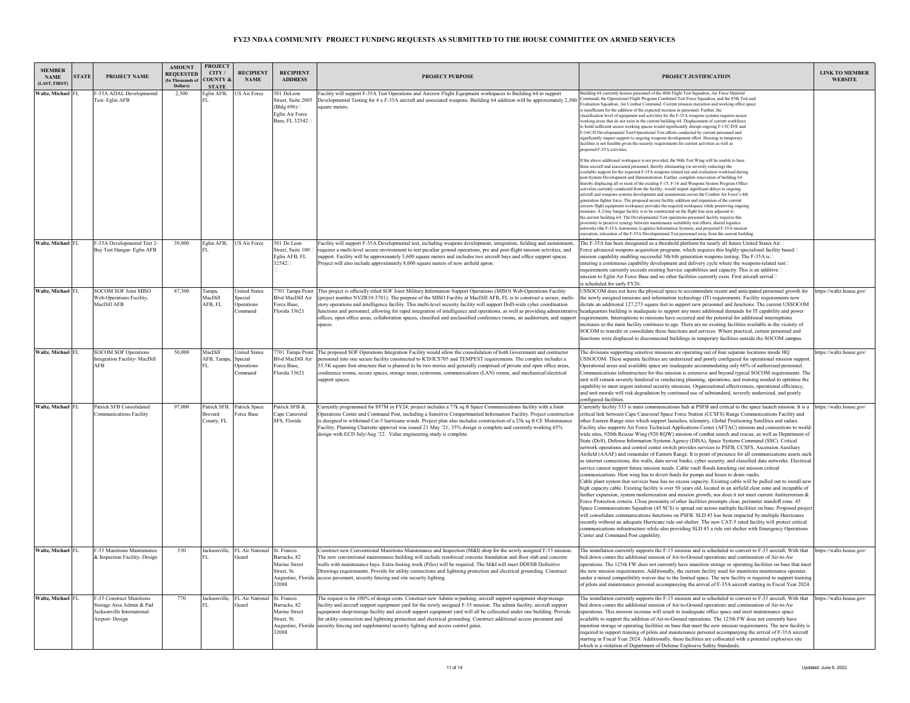# FY23 NDAA COMMUNITY PROJECT FUNDING REQUESTS AS SUBMITTED TO THE HOUSE COMMITTEE ON ARMED SERVICES

| MEMBER NAME (LAST, FIRST) | STATE | PROJECT NAME | AMOUNT REQUESTED (In Thousands of Dollars) | PROJECT CITY / COUNTY & STATE | RECIPIENT NAME | RECIPIENT ADDRESS | PROJECT PURPOSE | PROJECT JUSTIFICATION | LINK TO MEMBER WEBSITE |
|---|---|---|---|---|---|---|---|---|---|
| Waltz, Michael | FL | F-35A ADAL Developmental Test- Eglin AFB | 2,500 | Eglin AFB, FL | US Air Force | 501 DeLeon Street, Suite 2005 (Bldg 696) Eglin Air Force Base, FL 32542 | Facility will support F-35A Test Operations and Aircrew Flight Equipment workspaces to Building 64 to support Developmental Testing for 4 x F-35A aircraft and associated weapons. Building 64 addition will be approximately 2,300 square meters. | Building 64 currently houses personnel of the 40th Flight Test Squadron, Air Force Materiel Command, the Operational Flight Program Combined Test Force Squadron, and the 85th Test and Evaluation Squadron, Air Combat Command. Current mission execution and working office space is insufficient for the addition of the expected increase in personnel. Further, the classification level of equipment and activities for the F-35A weapons systems requires secure working areas that do not exist in the current building 64. Displacement of current workforce to build sufficient secure working spaces would significantly disrupt ongoing F-15C/D/E and F-16C/D Developmental Test/Operational Test efforts conducted by current personnel and significantly impact support to ongoing weapons development effort. Housing in temporary facilities is not feasible given the security requirements for current activities as well as projected F-35A activities.<br><br>If the above additional workspace is not provided, the 96th Test Wing will be unable to base these aircraft and associated personnel, thereby eliminating (or severely reducing) the available support for the expected F-35A weapons related test and evaluation workload during post-System Development and Demonstration. Further, complete renovation of building 64 thereby displacing all or most of the existing F-15, F-16 and Weapons System Program Office activities currently conducted from the facility, would impart significant delays to ongoing aircraft and weapons systems development and sustainment across the Combat Air Force's 4th generation fighter force. The proposed secure facility addition and expansion of the current aircrew flight equipment workspace provides the required workspace while preserving ongoing missions. A 2-bay hangar facility is to be constructed on the flight line area adjacent to the current building 64. The Developmental Test operations personnel facility requires this proximity to preserve synergy between maintenance suitability test efforts, shared logistics networks (the F-35A Autonomic Logistics Information System), and projected F-35A mission execution; relocation of the F-35A Developmental Test personnel away from the current building | |
| Waltz, Michael | FL | F-35A Developmental Test 2-Bay Test Hangar- Eglin AFB | 39,000 | Eglin AFB, FL | US Air Force | 501 De Leon Street, Suite 100 Eglin AFB, FL 32542 | Facility will support F-35A Developmental test, including weapons development, integration, fielding and sustainment, requires a multi-level secure environment to test peculiar ground operations, pre and post-flight mission activities, and support. Facility will be approximately 3,600 square meters and includes two aircraft bays and office support spaces. Project will also include approximately 8,000 square meters of new airfield apron. | The F-35A has been designated as a threshold platform for nearly all future United States Air Force advanced weapons acquisition programs, which requires this highly specialized facility based mission capability enabling successful 5th/6th generation weapons testing. The F-35A is entering a continuous capability development and delivery cycle where the weapons-related test requirements currently exceeds existing Service capabilities and capacity. This is an additive mission to Eglin Air Force Base and no other facilities currently exist. First aircraft arrival is scheduled for early FY26. | |
| Waltz, Michael | FL | SOCOM SOF Joint MISO Web-Operations Facility, MacDill AFB | 87,300 | Tampa, MacDill AFB, FL | United States Special Operations Command | 7701 Tampa Point Blvd MacDill Air Force Base, Florida 33621 | This project is officially titled SOF Joint Military Information Support Operations (MISO) Web-Operations Facility (project number NVZR19-3701). The purpose of the MISO Facility at MacDill AFB, FL is to construct a secure, multi-story operations and intelligence facility. This multi-level security facility will support DoD-wide cyber coordination functions and personnel, allowing for rapid integration of intelligence and operations, as well as providing administrative offices, open office areas, collaboration spaces, classified and unclassified conference rooms, an auditorium, and support spaces. | USSOCOM does not have the physical space to accommodate recent and anticipated personnel growth for the newly assigned missions and information technology (IT) requirements. Facility requirements now dictate an additional 127,273 square feet to support new personnel and functions. The current USSOCOM headquarters building is inadequate to support any more additional demands for IT capability and power requirements. Interruptions to missions have occurred and the potential for additional interruptions increases as the main facility continues to age. There are no existing facilities available in the vicinity of SOCOM to transfer or consolidate these functions and services. Where practical, certain personnel and functions were displaced to disconnected buildings in temporary facilities outside the SOCOM campus. | https://waltz.house.gov/ |
| Waltz, Michael | FL | SOCOM SOF Operations Integration Facility- MacDill AFB | 50,000 | MacDill AFB, Tampa, FL | United States Special Operations Command | 7701 Tampa Point Blvd MacDill Air Force Base, Florida 33621 | The proposed SOF Operations Integration Facility would allow the consolidation of both Government and contractor personnel into one secure facility constructed to ICD/ICS705 and TEMPEST requirements. The complex includes a 55.5K square foot structure that is planned to be two stories and generally comprised of private and open office areas, conference rooms, secure spaces, storage areas, restrooms, communications (LAN) rooms, and mechanical/electrical support spaces. | The divisions supporting sensitive missions are operating out of four separate locations inside HQ USSOCOM. These separate facilities are undersized and poorly configured for operational mission support. Operational areas and available space are inadequate accommodating only 60% of authorized personnel. Communications infrastructure for this mission is extensive and beyond typical SOCOM requirements. The unit will remain severely hindered in conducting planning, operations, and training needed to optimize the capability to meet urgent national security missions. Organizational effectiveness, operational efficiency, and unit morale will risk degradation by continued use of substandard, severely undersized, and poorly configured facilities. | https://waltz.house.gov/ |
| Waltz, Michael | FL | Patrick SFB Consolidated Communications Facility | 97,000 | Patrick SFB, Brevard County, FL | Patrick Space Force Base | Patrick SFB & Cape Canaveral SFS, Florida | Currently programmed for $97M in FY24; project includes a 77k sq ft Space Communications facility with a Joint Operations Center and Command Post, including a Sensitive Compartmented Information Facility. Project construction is designed to withstand Cat-5 hurricane winds. Project plan also includes construction of a 25k sq ft CE Maintenance Facility. Planning Charrette approval was issued 21 May '21; 35% design is complete and currently working 65% design with ECD July/Aug '22. Value engineering study is complete. | Currently facility 533 is main communications hub at PSFB and critical to the space launch mission. It is a critical link between Cape Canaveral Space Force Station (CCSFS) Range Communications Facility and other Eastern Range sites which support launches, telemetry, Global Positioning Satellites and radars. Facility also supports Air Force Technical Applications Center (AFTAC) mission and connections to world-wide sites, 920th Rescue Wing (920 RQW) mission of combat search and rescue, as well as Department of State (DoS), Defense Information Systems Agency (DISA), Space Systems Command (SSC). Critical network operations and control center switch provides services to PSFB, CCSFS, Ascension Auxiliary Airfield (AAAF) and remainder of Eastern Range. It is point of presence for all communications assets such as internet connections, fire walls, data server banks, cyber security, and classified data networks. Electrical service cannot support future mission needs. Cable vault floods knocking out mission critical communications. Host wing has to divert funds for pumps and hoses to drain vaults.<br>Cable plant system that services base has no excess capacity. Existing cable will be pulled out to install new high capacity cable. Existing facility is over 50 years old, located in an airfield clear zone and incapable of further expansion, system modernization and mission growth, nor does it meet current Antiterrorism & Force Protection criteria. Close proximity of other facilities preempts clear, perimeter standoff zone. 45 Space Communications Squadron (45 SCS) is spread out across multiple facilities on base. Proposed project will consolidate communications functions on PSFB. SLD 45 has been impacted by multiple Hurricanes recently without an adequate Hurricane ride out shelter. The new CAT-5 rated facility will protect critical communications infrastructure while also providing SLD 45 a ride out shelter with Emergency Operations Center and Command Post capability. | https://waltz.house.gov/ |
| Waltz, Michael | FL | F-35 Munitions Maintenance & Inspection Facility- Design | 530 | Jacksonville, FL | FL Air National Guard | St. Francis Barracks, 82 Marine Street Street, St. Augustine, Florida 32088 | Construct new Conventional Munitions Maintenance and Inspection (M&I) shop for the newly assigned F-35 mission. The new conventional maintenance building will include reinforced concrete foundation and floor slab and concrete walls with maintenance bays. Extra footing work (Piles) will be required. The M&I will meet DDESB Definitive Drawings requirements. Provide for utility connections and lightning protection and electrical grounding. Construct access pavement, security fencing and site security lighting. | The installation currently supports the F-15 mission and is scheduled to convert to F-35 aircraft. With that bed down comes the additional mission of Air-to-Ground operations and continuation of Air-to-Air operations. The 125th FW does not currently have munition storage or operating facilities on base that meet the new mission requirements. Additionally, the current facility used for munitions maintenance operates under a mixed compatibility waiver due to the limited space. The new facility is required to support training of pilots and maintenance personal accompanying the arrival of F-35A aircraft starting in Fiscal Year 2024. | https://waltz.house.gov/ |
| Waltz, Michael | FL | F-35 Construct Munitions Storage Area Admin & Pad Jacksonville International Airport- Design | 770 | Jacksonville, FL | FL Air National Guard | St. Francis Barracks, 82 Marine Street Street, St. Augustine, Florida 32088 | The request is for 100% of design costs. Construct new Admin w/parking; aircraft support equipment shop/storage facility and aircraft support equipment yard for the newly assigned F-35 mission. The admin facility, aircraft support equipment shop/storage facility and aircraft support equipment yard will all be collocated under one building. Provide for utility connection and lightning protection and electrical grounding. Construct additional access pavement and security fencing and supplemental security lighting and access control gates. | The installation currently supports the F-15 mission and is scheduled to convert to F-35 aircraft. With that bed down comes the additional mission of Air-to-Ground operations and continuation of Air-to-Air operations. This mission increase will result in inadequate office space and inert maintenance space available to support the addition of Air-to-Ground operations. The 125th FW does not currently have munition storage or operating facilities on base that meet the new mission requirements. The new facility is required to support training of pilots and maintenance personal accompanying the arrival of F-35A aircraft starting in Fiscal Year 2024. Additionally, these facilities are collocated with a potential explosives site which is a violation of Department of Defense Explosive Safety Standards. | https://waltz.house.gov/ |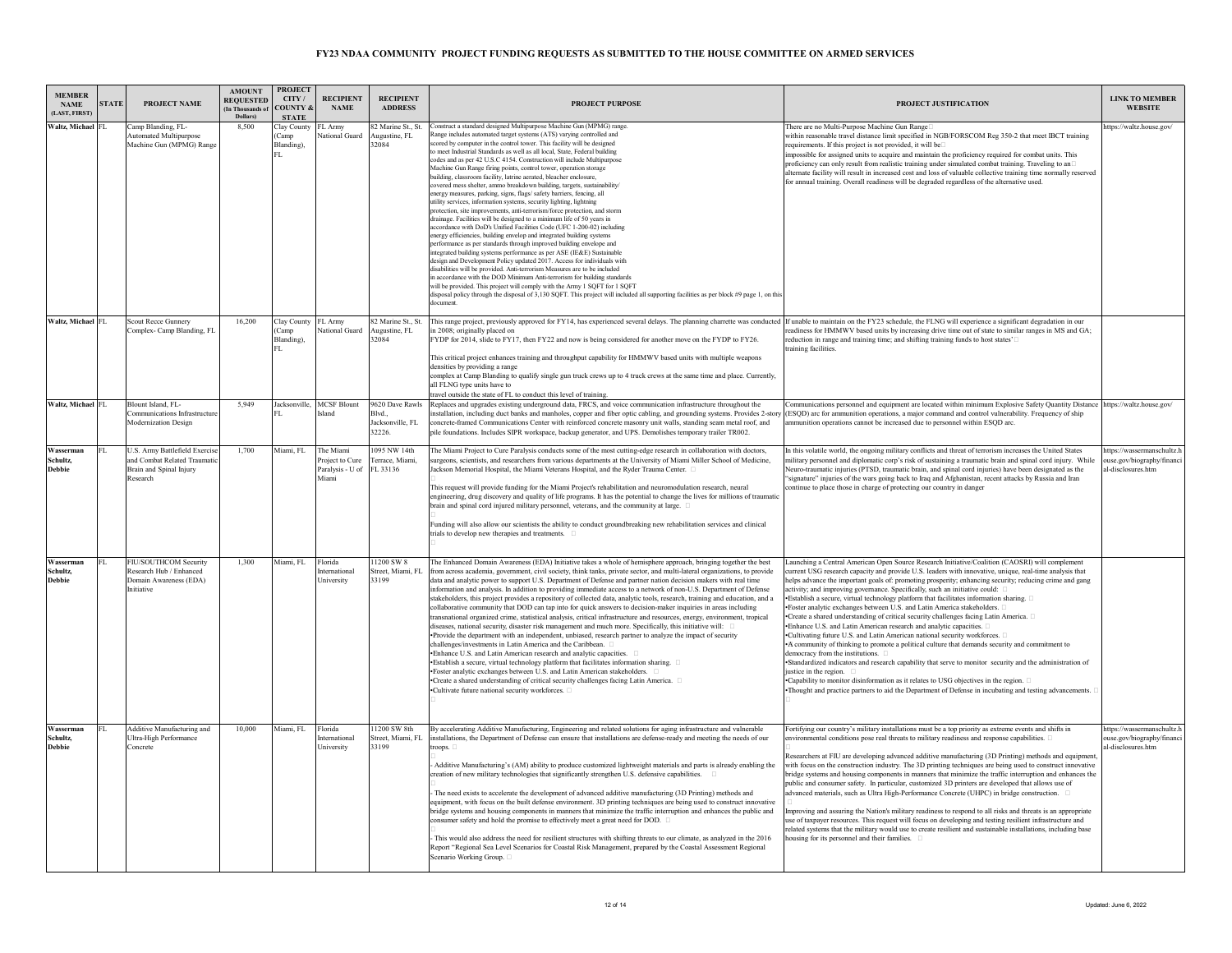# FY23 NDAA COMMUNITY PROJECT FUNDING REQUESTS AS SUBMITTED TO THE HOUSE COMMITTEE ON ARMED SERVICES

| MEMBER NAME (LAST, FIRST) | STATE | PROJECT NAME | AMOUNT REQUESTED (In Thousands of Dollars) | PROJECT CITY / COUNTY & STATE | RECIPIENT NAME | RECIPIENT ADDRESS | PROJECT PURPOSE | PROJECT JUSTIFICATION | LINK TO MEMBER WEBSITE |
|---|---|---|---|---|---|---|---|---|---|
| Waltz, Michael | FL | Camp Blanding, FL-Automated Multipurpose Machine Gun (MPMG) Range | 8,500 | Clay County (Camp Blanding), FL | FL Army National Guard | 82 Marine St., St. Augustine, FL 32084 | Construct a standard designed Multipurpose Machine Gun (MPMG) range. Range includes automated target systems (ATS) varying controlled and scored by computer in the control tower. This facility will be designed to meet Industrial Standards as well as all local, State, Federal building codes and as per 42 U.S.C 4154. Construction will include Multipurpose Machine Gun Range firing points, control tower, operation storage building, classroom facility, latrine aerated, bleacher enclosure, covered mess shelter, ammo breakdown building, targets, sustainability/ energy measures, parking, signs, flags/ safety barriers, fencing, all utility services, information systems, security lighting, lightning protection, site improvements, anti-terrorism/force protection, and storm drainage. Facilities will be designed to a minimum life of 50 years in accordance with DoD's Unified Facilities Code (UFC 1-200-02) including energy efficiencies, building envelop and integrated building systems performance as per standards through improved building envelope and integrated building systems performance as per ASE (IE&E) Sustainable design and Development Policy updated 2017. Access for individuals with disabilities will be provided. Anti-terrorism Measures are to be included in accordance with the DOD Minimum Anti-terrorism for building standards will be provided. This project will comply with the Army 1 SQFT for 1 SQFT disposal policy through the disposal of 3,130 SQFT. This project will included all supporting facilities as per block #9 page 1, on this document. | There are no Multi-Purpose Machine Gun Range within reasonable travel distance limit specified in NGB/FORSCOM Reg 350-2 that meet IBCT training requirements. If this project is not provided, it will be impossible for assigned units to acquire and maintain the proficiency required for combat units. This proficiency can only result from realistic training under simulated combat training. Traveling to an alternate facility will result in increased cost and loss of valuable collective training time normally reserved for annual training. Overall readiness will be degraded regardless of the alternative used. | https://waltz.house.gov/ |
| Waltz, Michael | FL | Scout Recce Gunnery Complex- Camp Blanding, FL | 16,200 | Clay County (Camp Blanding), FL | FL Army National Guard | 82 Marine St., St. Augustine, FL 32084 | This range project, previously approved for FY14, has experienced several delays. The planning charrette was conducted in 2008; originally placed on FYDP for 2014, slide to FY17, then FY22 and now is being considered for another move on the FYDP to FY26.<br><br>This critical project enhances training and throughput capability for HMMWV based units with multiple weapons densities by providing a range complex at Camp Blanding to qualify single gun truck crews up to 4 truck crews at the same time and place. Currently, all FLNG type units have to travel outside the state of FL to conduct this level of training. | If unable to maintain on the FY23 schedule, the FLNG will experience a significant degradation in our readiness for HMMWV based units by increasing drive time out of state to similar ranges in MS and GA; reduction in range and training time; and shifting training funds to host states' training facilities. | |
| Waltz, Michael | FL | Blount Island, FL-Communications Infrastructure Modernization Design | 5,949 | Jacksonville, FL | MCSF Blount Island | 9620 Dave Rawls Blvd., Jacksonville, FL 32226. | Replaces and upgrades existing underground data, FRCS, and voice communication infrastructure throughout the installation, including duct banks and manholes, copper and fiber optic cabling, and grounding systems. Provides 2-story concrete-framed Communications Center with reinforced concrete masonry unit walls, standing seam metal roof, and pile foundations. Includes SIPR workspace, backup generator, and UPS. Demolishes temporary trailer TR002. | Communications personnel and equipment are located within minimum Explosive Safety Quantity Distance (ESQD) arc for ammunition operations, a major command and control vulnerability. Frequency of ship ammunition operations cannot be increased due to personnel within ESQD arc. | https://waltz.house.gov/ |
| Wasserman Schultz, Debbie | FL | U.S. Army Battlefield Exercise and Combat Related Traumatic Brain and Spinal Injury Research | 1,700 | Miami, FL | The Miami Project to Cure Paralysis - U of Miami | 1095 NW 14th Terrace, Miami, FL 33136 | The Miami Project to Cure Paralysis conducts some of the most cutting-edge research in collaboration with doctors, surgeons, scientists, and researchers from various departments at the University of Miami Miller School of Medicine, Jackson Memorial Hospital, the Miami Veterans Hospital, and the Ryder Trauma Center.<br><br>This request will provide funding for the Miami Project's rehabilitation and neuromodulation research, neural engineering, drug discovery and quality of life programs. It has the potential to change the lives for millions of traumatic brain and spinal cord injured military personnel, veterans, and the community at large.<br><br>Funding will also allow our scientists the ability to conduct groundbreaking new rehabilitation services and clinical trials to develop new therapies and treatments. | In this volatile world, the ongoing military conflicts and threat of terrorism increases the United States military personnel and diplomatic corp's risk of sustaining a traumatic brain and spinal cord injury. While Neuro-traumatic injuries (PTSD, traumatic brain, and spinal cord injuries) have been designated as the "signature" injuries of the wars going back to Iraq and Afghanistan, recent attacks by Russia and Iran continue to place those in charge of protecting our country in danger | https://wassermanschultz.house.gov/biography/financial-disclosures.htm |
| Wasserman Schultz, Debbie | FL | FIU/SOUTHCOM Security Research Hub / Enhanced Domain Awareness (EDA) Initiative | 1,300 | Miami, FL | Florida International University | 11200 SW 8 Street, Miami, FL 33199 | The Enhanced Domain Awareness (EDA) Initiative takes a whole of hemisphere approach, bringing together the best from across academia, government, civil society, think tanks, private sector, and multi-lateral organizations, to provide data and analytic power to support U.S. Department of Defense and partner nation decision makers with real time information and analysis. In addition to providing immediate access to a network of non-U.S. Department of Defense stakeholders, this project provides a repository of collected data, analytic tools, research, training and education, and a collaborative community that DOD can tap into for quick answers to decision-maker inquiries in areas including transnational organized crime, statistical analysis, critical infrastructure and resources, energy, environment, tropical diseases, national security, disaster risk management and much more. Specifically, this initiative will:<br>•Provide the department with an independent, unbiased, research partner to analyze the impact of security challenges/investments in Latin America and the Caribbean.<br>•Enhance U.S. and Latin American research and analytic capacities.<br>•Establish a secure, virtual technology platform that facilitates information sharing.<br>•Foster analytic exchanges between U.S. and Latin American stakeholders.<br>•Create a shared understanding of critical security challenges facing Latin America.<br>•Cultivate future national security workforces. | Launching a Central American Open Source Research Initiative/Coalition (CAOSRI) will complement current USG research capacity and provide U.S. leaders with innovative, unique, real-time analysis that helps advance the important goals of: promoting prosperity; enhancing security; reducing crime and gang activity; and improving governance. Specifically, such an initiative could:<br>•Establish a secure, virtual technology platform that facilitates information sharing.<br>•Foster analytic exchanges between U.S. and Latin America stakeholders.<br>•Create a shared understanding of critical security challenges facing Latin America.<br>•Enhance U.S. and Latin American research and analytic capacities.<br>•Cultivating future U.S. and Latin American national security workforces.<br>•A community of thinking to promote a political culture that demands security and commitment to democracy from the institutions.<br>•Standardized indicators and research capability that serve to monitor security and the administration of justice in the region.<br>•Capability to monitor disinformation as it relates to USG objectives in the region.<br>•Thought and practice partners to aid the Department of Defense in incubating and testing advancements. | |
| Wasserman Schultz, Debbie | FL | Additive Manufacturing and Ultra-High Performance Concrete | 10,000 | Miami, FL | Florida International University | 11200 SW 8th Street, Miami, FL 33199 | By accelerating Additive Manufacturing, Engineering and related solutions for aging infrastructure and vulnerable installations, the Department of Defense can ensure that installations are defense-ready and meeting the needs of our troops.<br><br>- Additive Manufacturing's (AM) ability to produce customized lightweight materials and parts is already enabling the creation of new military technologies that significantly strengthen U.S. defensive capabilities.<br><br>- The need exists to accelerate the development of advanced additive manufacturing (3D Printing) methods and equipment, with focus on the built defense environment. 3D printing techniques are being used to construct innovative bridge systems and housing components in manners that minimize the traffic interruption and enhances the public and consumer safety and hold the promise to effectively meet a great need for DOD.<br><br>- This would also address the need for resilient structures with shifting threats to our climate, as analyzed in the 2016 Report "Regional Sea Level Scenarios for Coastal Risk Management, prepared by the Coastal Assessment Regional Scenario Working Group. | Fortifying our country's military installations must be a top priority as extreme events and shifts in environmental conditions pose real threats to military readiness and response capabilities.<br><br>Researchers at FIU are developing advanced additive manufacturing (3D Printing) methods and equipment, with focus on the construction industry. The 3D printing techniques are being used to construct innovative bridge systems and housing components in manners that minimize the traffic interruption and enhances the public and consumer safety. In particular, customized 3D printers are developed that allows use of advanced materials, such as Ultra High-Performance Concrete (UHPC) in bridge construction.<br><br>Improving and assuring the Nation's military readiness to respond to all risks and threats is an appropriate use of taxpayer resources. This request will focus on developing and testing resilient infrastructure and related systems that the military would use to create resilient and sustainable installations, including base housing for its personnel and their families. | https://wassermanschultz.house.gov/biography/financial-disclosures.htm |

Updated: June 6, 2022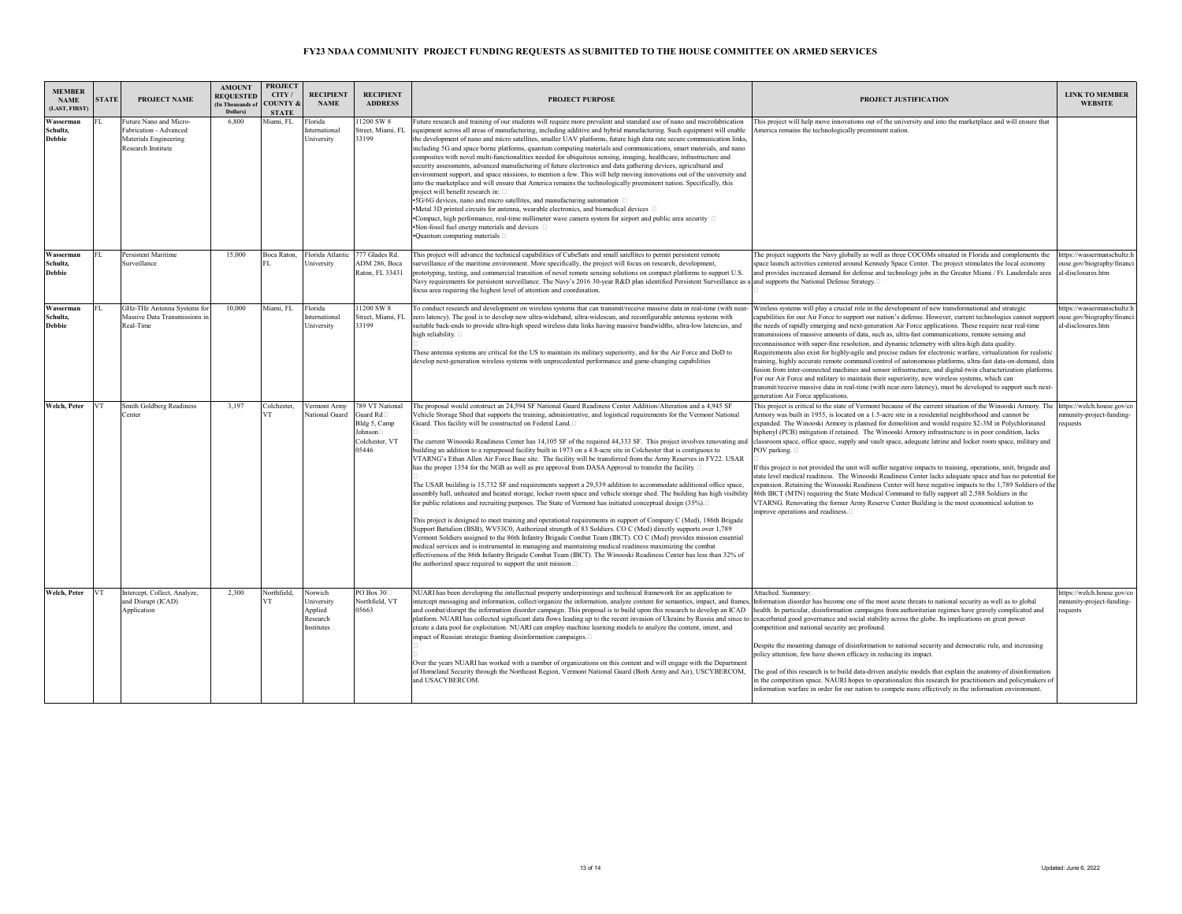# FY23 NDAA COMMUNITY PROJECT FUNDING REQUESTS AS SUBMITTED TO THE HOUSE COMMITTEE ON ARMED SERVICES

| MEMBER NAME (LAST, FIRST) | STATE | PROJECT NAME | AMOUNT REQUESTED (In Thousands of Dollars) | PROJECT CITY / COUNTY & STATE | RECIPIENT NAME | RECIPIENT ADDRESS | PROJECT PURPOSE | PROJECT JUSTIFICATION | LINK TO MEMBER WEBSITE |
|---|---|---|---|---|---|---|---|---|---|
| Wasserman Schultz, Debbie | FL | Future Nano and Micro-Fabrication - Advanced Materials Engineering Research Institute | 6,800 | Miami, FL | Florida International University | 11200 SW 8 Street, Miami, FL 33199 | Future research and training of our students will require more prevalent and standard use of nano and microfabrication equipment across all areas of manufacturing, including additive and hybrid manufacturing. Such equipment will enable the development of nano and micro satellites, smaller UAV platforms, future high data rate secure communication links, including 5G and space borne platforms, quantum computing materials and communications, smart materials, and nano composites with novel multi-functionalities needed for ubiquitous sensing, imaging, healthcare, infrastructure and security assessments, advanced manufacturing of future electronics and data gathering devices, agricultural and environment support, and space missions, to mention a few. This will help moving innovations out of the university and into the marketplace and will ensure that America remains the technologically preeminent nation. Specifically, this project will benefit research in: •5G/6G devices, nano and micro satellites, and manufacturing automation •Metal 3D printed circuits for antenna, wearable electronics, and biomedical devices •Compact, high performance, real-time millimeter wave camera system for airport and public area security •Non-fossil fuel energy materials and devices •Quantum computing materials | This project will help move innovations out of the university and into the marketplace and will ensure that America remains the technologically preeminent nation. | |
| Wasserman Schultz, Debbie | FL | Persistent Maritime Surveillance | 15,000 | Boca Raton, FL | Florida Atlantic University | 777 Glades Rd. ADM 286, Boca Raton, FL 33431 | This project will advance the technical capabilities of CubeSats and small satellites to permit persistent remote surveillance of the maritime environment. More specifically, the project will focus on research, development, prototyping, testing, and commercial transition of novel remote sensing solutions on compact platforms to support U.S. Navy requirements for persistent surveillance. The Navy's 2016 30-year R&D plan identified Persistent Surveillance as a focus area requiring the highest level of attention and coordination. | The project supports the Navy globally as well as three COCOMs situated in Florida and complements the space launch activities centered around Kennedy Space Center. The project stimulates the local economy and provides increased demand for defense and technology jobs in the Greater Miami / Ft. Lauderdale area and supports the National Defense Strategy. | https://wassermanschultz.house.gov/biography/financial-disclosures.htm |
| Wasserman Schultz, Debbie | FL | GHz-THz Antenna Systems for Massive Data Transmissions in Real-Time | 10,000 | Miami, FL | Florida International University | 11200 SW 8 Street, Miami, FL 33199 | To conduct research and development on wireless systems that can transmit/receive massive data in real-time (with near-zero latency). The goal is to develop new ultra-wideband, ultra-widescan, and reconfigurable antenna systems with suitable back-ends to provide ultra-high speed wireless data links having massive bandwidths, ultra-low latencies, and high reliability. These antenna systems are critical for the US to maintain its military superiority, and for the Air Force and DoD to develop next-generation wireless systems with unprecedented performance and game-changing capabilities | Wireless systems will play a crucial role in the development of new transformational and strategic capabilities for our Air Force to support our nation's defense. However, current technologies cannot support the needs of rapidly emerging and next-generation Air Force applications. These require near real-time transmissions of massive amounts of data, such as, ultra-fast communications, remote sensing and reconnaissance with super-fine resolution, and dynamic telemetry with ultra-high data quality. Requirements also exist for highly-agile and precise radars for electronic warfare, virtualization for realistic training, highly accurate remote command/control of autonomous platforms, ultra-fast data-on-demand, data fusion from inter-connected machines and sensor infrastructure, and digital-twin characterization platforms. For our Air Force and military to maintain their superiority, new wireless systems, which can transmit/receive massive data in real-time (with near-zero latency), must be developed to support such next-generation Air Force applications. | https://wassermanschultz.house.gov/biography/financial-disclosures.htm |
| Welch, Peter | VT | Smith Goldberg Readiness Center | 3,197 | Colchester, VT | Vermont Army National Guard | 789 VT National Guard Rd Bldg 5, Camp Johnson Colchester, VT 05446 | The proposal would construct an 24,594 SF National Guard Readiness Center Addition/Alteration and a 4,945 SF Vehicle Storage Shed that supports the training, administrative, and logistical requirements for the Vermont National Guard. This facility will be constructed on Federal Land. The current Winooski Readiness Center has 14,105 SF of the required 44,333 SF. This project involves renovating and building an addition to a repurposed facility built in 1973 on a 4.8-acre site in Colchester that is contiguous to VTARNG's Ethan Allen Air Force Base site. The facility will be transferred from the Army Reserves in FY22. USAR has the proper 1354 for the NGB as well as pre approval from DASA Approval to transfer the facility. The USAR building is 15,732 SF and requirements support a 29,539 addition to accommodate additional office space, assembly hall, unheated and heated storage, locker room space and vehicle storage shed. The building has high visibility for public relations and recruiting purposes. The State of Vermont has initiated conceptual design (35%). This project is designed to meet training and operational requirements in support of Company C (Med), 186th Brigade Support Battalion (BSB), WV53C0, Authorized strength of 83 Soldiers. CO C (Med) directly supports over 1,789 Vermont Soldiers assigned to the 86th Infantry Brigade Combat Team (IBCT). CO C (Med) provides mission essential medical services and is instrumental in managing and maintaining medical readiness maximizing the combat effectiveness of the 86th Infantry Brigade Combat Team (IBCT). The Winooski Readiness Center has less than 32% of the authorized space required to support the unit mission. | This project is critical to the state of Vermont because of the current situation of the Winooski Armory. The Armory was built in 1955, is located on a 1.5-acre site in a residential neighborhood and cannot be expanded. The Winooski Armory is planned for demolition and would require $2-3M in Polychlorinated biphenyl (PCB) mitigation if retained. The Winooski Armory infrastructure is in poor condition, lacks classroom space, office space, supply and vault space, adequate latrine and locker room space, military and POV parking. If this project is not provided the unit will suffer negative impacts to training, operations, unit, brigade and state level medical readiness. The Winooski Readiness Center lacks adequate space and has no potential for expansion. Retaining the Winooski Readiness Center will have negative impacts to the 1,789 Soldiers of the 86th IBCT (MTN) requiring the State Medical Command to fully support all 2,588 Soldiers in the VTARNG. Renovating the former Army Reserve Center Building is the most economical solution to improve operations and readiness. | https://welch.house.gov/community-project-funding-requests |
| Welch, Peter | VT | Intercept, Collect, Analyze, and Disrupt (ICAD) Application | 2,300 | Northfield, VT | Norwich University Applied Research Institutes | PO Box 30 Northfield, VT 05663 | NUARI has been developing the intellectual property underpinnings and technical framework for an application to intercept messaging and information, collect/organize the information, analyze content for semantics, impact, and frames, and combat/disrupt the information disorder campaign. This proposal is to build upon this research to develop an ICAD platform. NUARI has collected significant data flows leading up to the recent invasion of Ukraine by Russia and since to create a data pool for exploitation. NUARI can employ machine learning models to analyze the content, intent, and impact of Russian strategic framing disinformation campaigns. Over the years NUARI has worked with a number of organizations on this content and will engage with the Department of Homeland Security through the Northeast Region, Vermont National Guard (Both Army and Air), USCYBERCOM, and USACYBERCOM. | Attached. Summary: Information disorder has become one of the most acute threats to national security as well as to global health. In particular, disinformation campaigns from authoritarian regimes have gravely complicated and exacerbated good governance and social stability across the globe. Its implications on great power competition and national security are profound. Despite the mounting damage of disinformation to national security and democratic rule, and increasing policy attention, few have shown efficacy in reducing its impact. The goal of this research is to build data-driven analytic models that explain the anatomy of disinformation in the competition space. NAURI hopes to operationalize this research for practitioners and policymakers of information warfare in order for our nation to compete more effectively in the information environment. | https://welch.house.gov/community-project-funding-requests |

Updated: June 6, 2022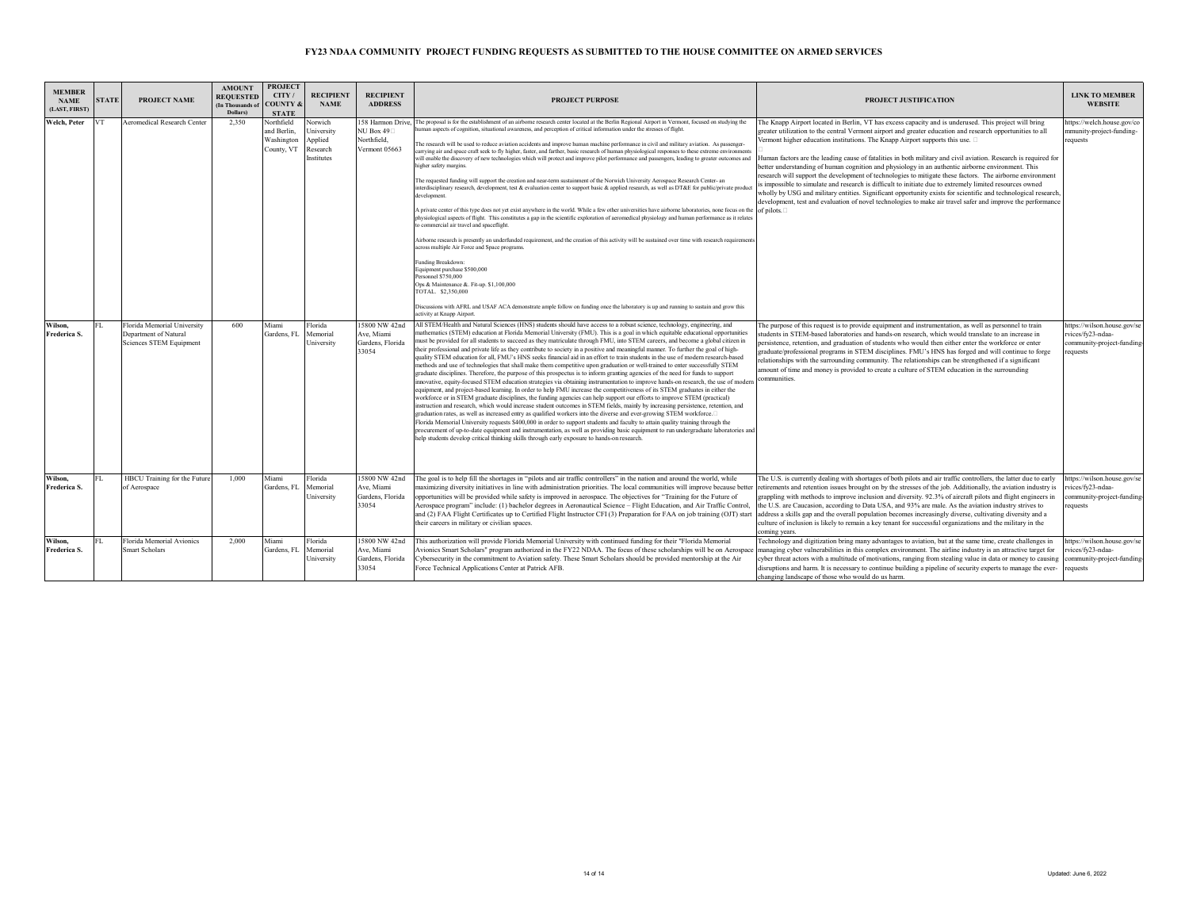# FY23 NDAA COMMUNITY PROJECT FUNDING REQUESTS AS SUBMITTED TO THE HOUSE COMMITTEE ON ARMED SERVICES

| MEMBER NAME (LAST, FIRST) | STATE | PROJECT NAME | AMOUNT REQUESTED (In Thousands of Dollars) | PROJECT CITY / COUNTY & STATE | RECIPIENT NAME | RECIPIENT ADDRESS | PROJECT PURPOSE | PROJECT JUSTIFICATION | LINK TO MEMBER WEBSITE |
|---|---|---|---|---|---|---|---|---|---|
| Welch, Peter | VT | Aeromedical Research Center | 2,350 | Northfield and Berlin, Washington County, VT | Norwich University Applied Research Institutes | 158 Harmon Drive, NU Box 49 Northfield, Vermont 05663 | The proposal is for the establishment of an airborne research center located at the Berlin Regional Airport in Vermont, focused on studying the human aspects of cognition, situational awareness, and perception of critical information under the stresses of flight.<br><br>The research will be used to reduce aviation accidents and improve human machine performance in civil and military aviation. As passenger-carrying air and space craft seek to fly higher, faster, and farther, basic research of human physiological responses to these extreme environments will enable the discovery of new technologies which will protect and improve pilot performance and passengers, leading to greater outcomes and higher safety margins.<br><br>The requested funding will support the creation and near-term sustainment of the Norwich University Aerospace Research Center- an interdisciplinary research, development, test & evaluation center to support basic & applied research, as well as DT&E for public/private product development.<br><br>A private center of this type does not yet exist anywhere in the world. While a few other universities have airborne laboratories, none focus on the physiological aspects of flight. This constitutes a gap in the scientific exploration of aeromedical physiology and human performance as it relates to commercial air travel and spaceflight.<br><br>Airborne research is presently an underfunded requirement, and the creation of this activity will be sustained over time with research requirements across multiple Air Force and Space programs.<br><br>Funding Breakdown:<br>Equipment purchase $500,000<br>Personnel $750,000<br>Ops & Maintenance &. Fit-up. $1,100,000<br>TOTAL. $2,350,000<br><br>Discussions with AFRL and USAF ACA demonstrate ample follow on funding once the laboratory is up and running to sustain and grow this activity at Knapp Airport. | The Knapp Airport located in Berlin, VT has excess capacity and is underused. This project will bring greater utilization to the central Vermont airport and greater education and research opportunities to all Vermont higher education institutions. The Knapp Airport supports this use.<br><br>Human factors are the leading cause of fatalities in both military and civil aviation. Research is required for better understanding of human cognition and physiology in an authentic airborne environment. This research will support the development of technologies to mitigate these factors. The airborne environment is impossible to simulate and research is difficult to initiate due to extremely limited resources owned wholly by USG and military entities. Significant opportunity exists for scientific and technological research, development, test and evaluation of novel technologies to make air travel safer and improve the performance of pilots. | https://welch.house.gov/community-project-funding-requests |
| Wilson, Frederica S. | FL | Florida Memorial University Department of Natural Sciences STEM Equipment | 600 | Miami Gardens, FL | Florida Memorial University | 15800 NW 42nd Ave, Miami Gardens, Florida 33054 | All STEM/Health and Natural Sciences (HNS) students should have access to a robust science, technology, engineering, and mathematics (STEM) education at Florida Memorial University (FMU). This is a goal in which equitable educational opportunities must be provided for all students to succeed as they matriculate through FMU, into STEM careers, and become a global citizen in their professional and private life as they contribute to society in a positive and meaningful manner. To further the goal of high-quality STEM education for all, FMU's HNS seeks financial aid in an effort to train students in the use of modern research-based methods and use of technologies that shall make them competitive upon graduation or well-trained to enter successfully STEM graduate disciplines. Therefore, the purpose of this prospectus is to inform granting agencies of the need for funds to support innovative, equity-focused STEM education strategies via obtaining instrumentation to improve hands-on research, the use of modern equipment, and project-based learning. In order to help FMU increase the competitiveness of its STEM graduates in either the workforce or in STEM graduate disciplines, the funding agencies can help support our efforts to improve STEM (practical) instruction and research, which would increase student outcomes in STEM fields, mainly by increasing persistence, retention, and graduation rates, as well as increased entry as qualified workers into the diverse and ever-growing STEM workforce.<br>Florida Memorial University requests $400,000 in order to support students and faculty to attain quality training through the procurement of up-to-date equipment and instrumentation, as well as providing basic equipment to run undergraduate laboratories and help students develop critical thinking skills through early exposure to hands-on research. | The purpose of this request is to provide equipment and instrumentation, as well as personnel to train students in STEM-based laboratories and hands-on research, which would translate to an increase in persistence, retention, and graduation of students who would then either enter the workforce or enter graduate/professional programs in STEM disciplines. FMU's HNS has forged and will continue to forge relationships with the surrounding community. The relationships can be strengthened if a significant amount of time and money is provided to create a culture of STEM education in the surrounding communities. | https://wilson.house.gov/services/fy23-ndaa-community-project-funding-requests |
| Wilson, Frederica S. | FL | HBCU Training for the Future of Aerospace | 1,000 | Miami Gardens, FL | Florida Memorial University | 15800 NW 42nd Ave, Miami Gardens, Florida 33054 | The goal is to help fill the shortages in "pilots and air traffic controllers" in the nation and around the world, while maximizing diversity initiatives in line with administration priorities. The local communities will improve because better opportunities will be provided while safety is improved in aerospace. The objectives for "Training for the Future of Aerospace program" include: (1) bachelor degrees in Aeronautical Science – Flight Education, and Air Traffic Control, and (2) FAA Flight Certificates up to Certified Flight Instructor CFI (3) Preparation for FAA on job training (OJT) start their careers in military or civilian spaces. | The U.S. is currently dealing with shortages of both pilots and air traffic controllers, the latter due to early retirements and retention issues brought on by the stresses of the job. Additionally, the aviation industry is grappling with methods to improve inclusion and diversity. 92.3% of aircraft pilots and flight engineers in the U.S. are Caucasion, according to Data USA, and 93% are male. As the aviation industry strives to address a skills gap and the overall population becomes increasingly diverse, cultivating diversity and a culture of inclusion is likely to remain a key tenant for successful organizations and the military in the coming years. | https://wilson.house.gov/services/fy23-ndaa-community-project-funding-requests |
| Wilson, Frederica S. | FL | Florida Memorial Avionics Smart Scholars | 2,000 | Miami Gardens, FL | Florida Memorial University | 15800 NW 42nd Ave, Miami Gardens, Florida 33054 | This authorization will provide Florida Memorial University with continued funding for their "Florida Memorial Avionics Smart Scholars" program authorized in the FY22 NDAA. The focus of these scholarships will be on Aerospace Cybersecurity in the commitment to Aviation safety. These Smart Scholars should be provided mentorship at the Air Force Technical Applications Center at Patrick AFB. | Technology and digitization bring many advantages to aviation, but at the same time, create challenges in managing cyber vulnerabilities in this complex environment. The airline industry is an attractive target for cyber threat actors with a multitude of motivations, ranging from stealing value in data or money to causing disruptions and harm. It is necessary to continue building a pipeline of security experts to manage the ever-changing landscape of those who would do us harm. | https://wilson.house.gov/services/fy23-ndaa-community-project-funding-requests |

Updated: June 6, 2022